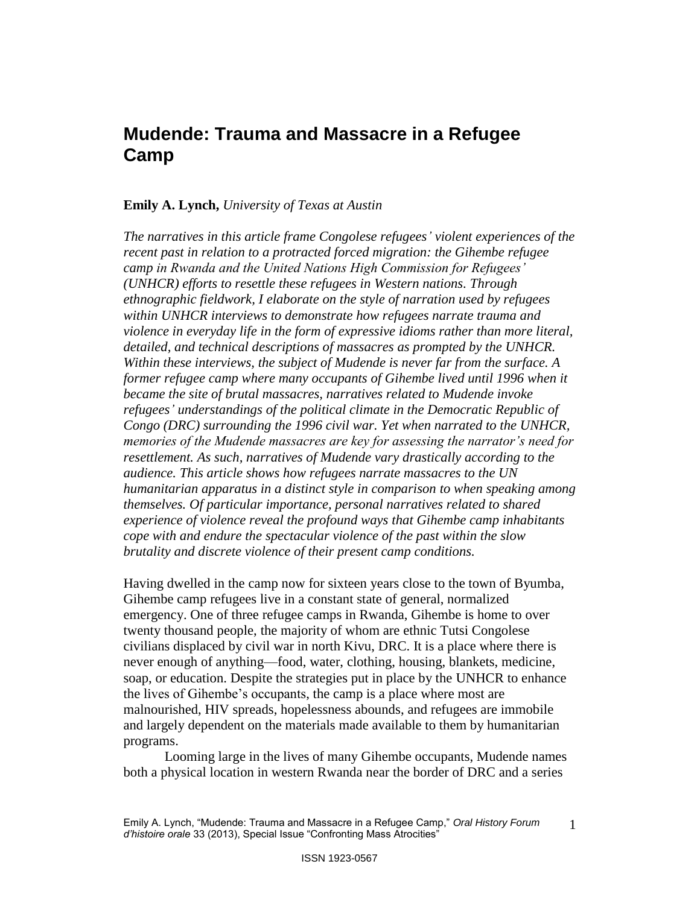# Mudende: Trauma and Massacre in a Refugee Camp

**Emily A. Lynch,** *University of Texas at Austin*

*The narratives in this article frame Congolese refugees' violent experiences of the recent past in relation to a protracted forced migration: the Gihembe refugee camp in Rwanda and the United Nations High Commission for Refugees' (UNHCR) efforts to resettle these refugees in Western nations. Through ethnographic fieldwork, I elaborate on the style of narration used by refugees within UNHCR interviews to demonstrate how refugees narrate trauma and violence in everyday life in the form of expressive idioms rather than more literal, detailed, and technical descriptions of massacres as prompted by the UNHCR. Within these interviews, the subject of Mudende is never far from the surface. A former refugee camp where many occupants of Gihembe lived until 1996 when it became the site of brutal massacres, narratives related to Mudende invoke refugees' understandings of the political climate in the Democratic Republic of Congo (DRC) surrounding the 1996 civil war. Yet when narrated to the UNHCR, memories of the Mudende massacres are key for assessing the narrator's need for resettlement. As such, narratives of Mudende vary drastically according to the audience. This article shows how refugees narrate massacres to the UN humanitarian apparatus in a distinct style in comparison to when speaking among themselves. Of particular importance, personal narratives related to shared experience of violence reveal the profound ways that Gihembe camp inhabitants cope with and endure the spectacular violence of the past within the slow brutality and discrete violence of their present camp conditions.*

Having dwelled in the camp now for sixteen years close to the town of Byumba, Gihembe camp refugees live in a constant state of general, normalized emergency. One of three refugee camps in Rwanda, Gihembe is home to over twenty thousand people, the majority of whom are ethnic Tutsi Congolese civilians displaced by civil war in north Kivu, DRC. It is a place where there is never enough of anything—food, water, clothing, housing, blankets, medicine, soap, or education. Despite the strategies put in place by the UNHCR to enhance the lives of Gihembe's occupants, the camp is a place where most are malnourished, HIV spreads, hopelessness abounds, and refugees are immobile and largely dependent on the materials made available to them by humanitarian programs.

Looming large in the lives of many Gihembe occupants, Mudende names both a physical location in western Rwanda near the border of DRC and a series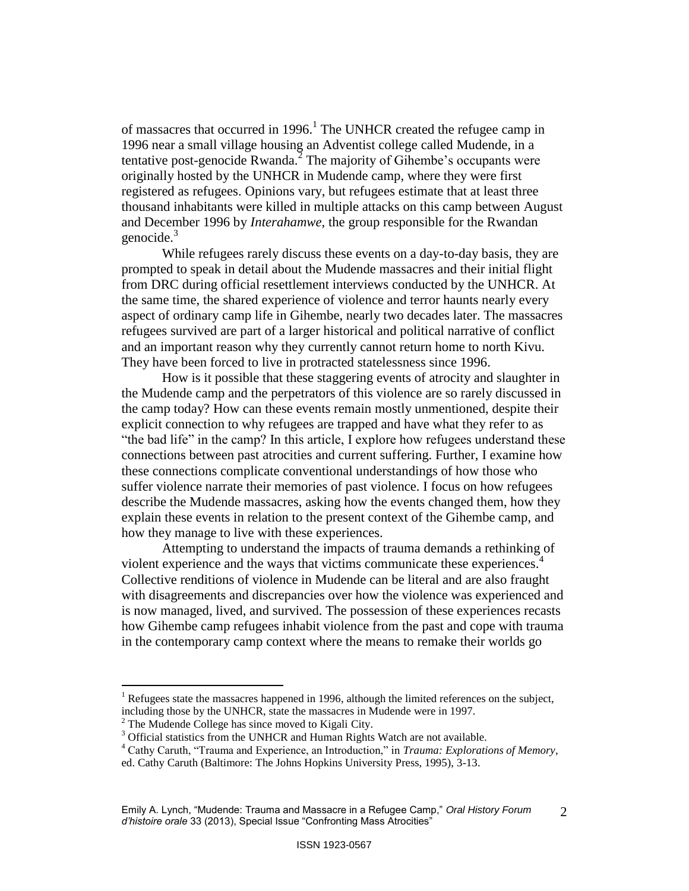of massacres that occurred in 1996.[1] The UNHCR created the refugee camp in 1996 near a small village housing an Adventist college called Mudende, in a tentative post-genocide Rwanda.[2] The majority of Gihembe's occupants were originally hosted by the UNHCR in Mudende camp, where they were first registered as refugees. Opinions vary, but refugees estimate that at least three thousand inhabitants were killed in multiple attacks on this camp between August and December 1996 by *Interahamwe*, the group responsible for the Rwandan genocide.[3]

While refugees rarely discuss these events on a day-to-day basis, they are prompted to speak in detail about the Mudende massacres and their initial flight from DRC during official resettlement interviews conducted by the UNHCR. At the same time, the shared experience of violence and terror haunts nearly every aspect of ordinary camp life in Gihembe, nearly two decades later. The massacres refugees survived are part of a larger historical and political narrative of conflict and an important reason why they currently cannot return home to north Kivu. They have been forced to live in protracted statelessness since 1996.

How is it possible that these staggering events of atrocity and slaughter in the Mudende camp and the perpetrators of this violence are so rarely discussed in the camp today? How can these events remain mostly unmentioned, despite their explicit connection to why refugees are trapped and have what they refer to as "the bad life" in the camp? In this article, I explore how refugees understand these connections between past atrocities and current suffering. Further, I examine how these connections complicate conventional understandings of how those who suffer violence narrate their memories of past violence. I focus on how refugees describe the Mudende massacres, asking how the events changed them, how they explain these events in relation to the present context of the Gihembe camp, and how they manage to live with these experiences.

Attempting to understand the impacts of trauma demands a rethinking of violent experience and the ways that victims communicate these experiences.[4] Collective renditions of violence in Mudende can be literal and are also fraught with disagreements and discrepancies over how the violence was experienced and is now managed, lived, and survived. The possession of these experiences recasts how Gihembe camp refugees inhabit violence from the past and cope with trauma in the contemporary camp context where the means to remake their worlds go

---

[1] Refugees state the massacres happened in 1996, although the limited references on the subject, including those by the UNHCR, state the massacres in Mudende were in 1997.

[2] The Mudende College has since moved to Kigali City.

[3] Official statistics from the UNHCR and Human Rights Watch are not available.

[4] Cathy Caruth, "Trauma and Experience, an Introduction," in *Trauma: Explorations of Memory*, ed. Cathy Caruth (Baltimore: The Johns Hopkins University Press, 1995), 3-13.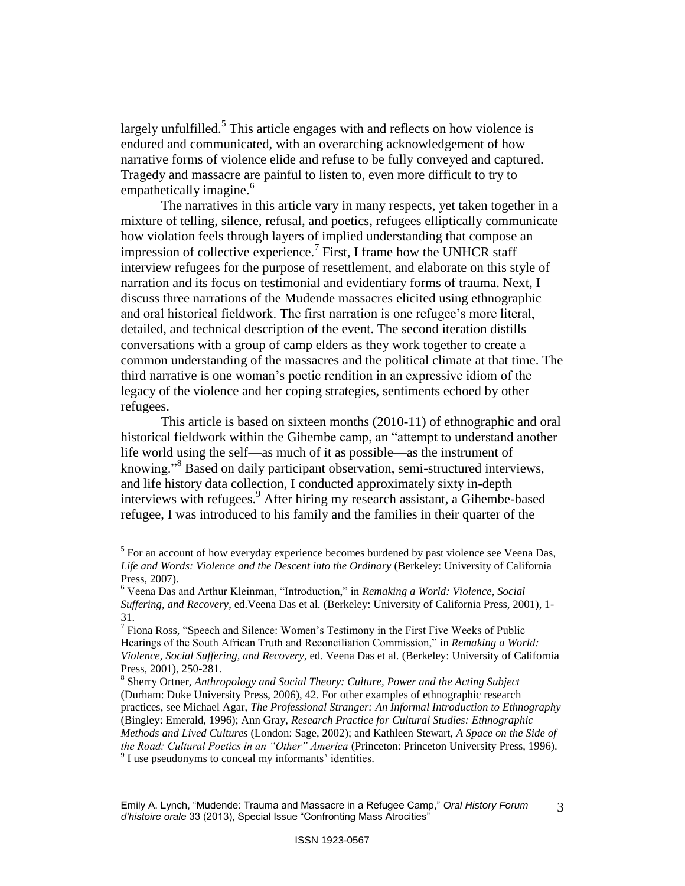largely unfulfilled.[5] This article engages with and reflects on how violence is endured and communicated, with an overarching acknowledgement of how narrative forms of violence elide and refuse to be fully conveyed and captured. Tragedy and massacre are painful to listen to, even more difficult to try to empathetically imagine.[6]

The narratives in this article vary in many respects, yet taken together in a mixture of telling, silence, refusal, and poetics, refugees elliptically communicate how violation feels through layers of implied understanding that compose an impression of collective experience.[7] First, I frame how the UNHCR staff interview refugees for the purpose of resettlement, and elaborate on this style of narration and its focus on testimonial and evidentiary forms of trauma. Next, I discuss three narrations of the Mudende massacres elicited using ethnographic and oral historical fieldwork. The first narration is one refugee's more literal, detailed, and technical description of the event. The second iteration distills conversations with a group of camp elders as they work together to create a common understanding of the massacres and the political climate at that time. The third narrative is one woman's poetic rendition in an expressive idiom of the legacy of the violence and her coping strategies, sentiments echoed by other refugees.

This article is based on sixteen months (2010-11) of ethnographic and oral historical fieldwork within the Gihembe camp, an "attempt to understand another life world using the self—as much of it as possible—as the instrument of knowing."[8] Based on daily participant observation, semi-structured interviews, and life history data collection, I conducted approximately sixty in-depth interviews with refugees.[9] After hiring my research assistant, a Gihembe-based refugee, I was introduced to his family and the families in their quarter of the

---

[5] For an account of how everyday experience becomes burdened by past violence see Veena Das, *Life and Words: Violence and the Descent into the Ordinary* (Berkeley: University of California Press, 2007).

[6] Veena Das and Arthur Kleinman, "Introduction," in *Remaking a World: Violence, Social Suffering, and Recovery*, ed.Veena Das et al. (Berkeley: University of California Press, 2001), 1-31.

[7] Fiona Ross, "Speech and Silence: Women's Testimony in the First Five Weeks of Public Hearings of the South African Truth and Reconciliation Commission," in *Remaking a World: Violence, Social Suffering, and Recovery*, ed. Veena Das et al. (Berkeley: University of California Press, 2001), 250-281.

[8] Sherry Ortner, *Anthropology and Social Theory: Culture, Power and the Acting Subject* (Durham: Duke University Press, 2006), 42. For other examples of ethnographic research practices, see Michael Agar, *The Professional Stranger: An Informal Introduction to Ethnography* (Bingley: Emerald, 1996); Ann Gray, *Research Practice for Cultural Studies: Ethnographic Methods and Lived Cultures* (London: Sage, 2002); and Kathleen Stewart, *A Space on the Side of the Road: Cultural Poetics in an "Other" America* (Princeton: Princeton University Press, 1996).

[9] I use pseudonyms to conceal my informants' identities.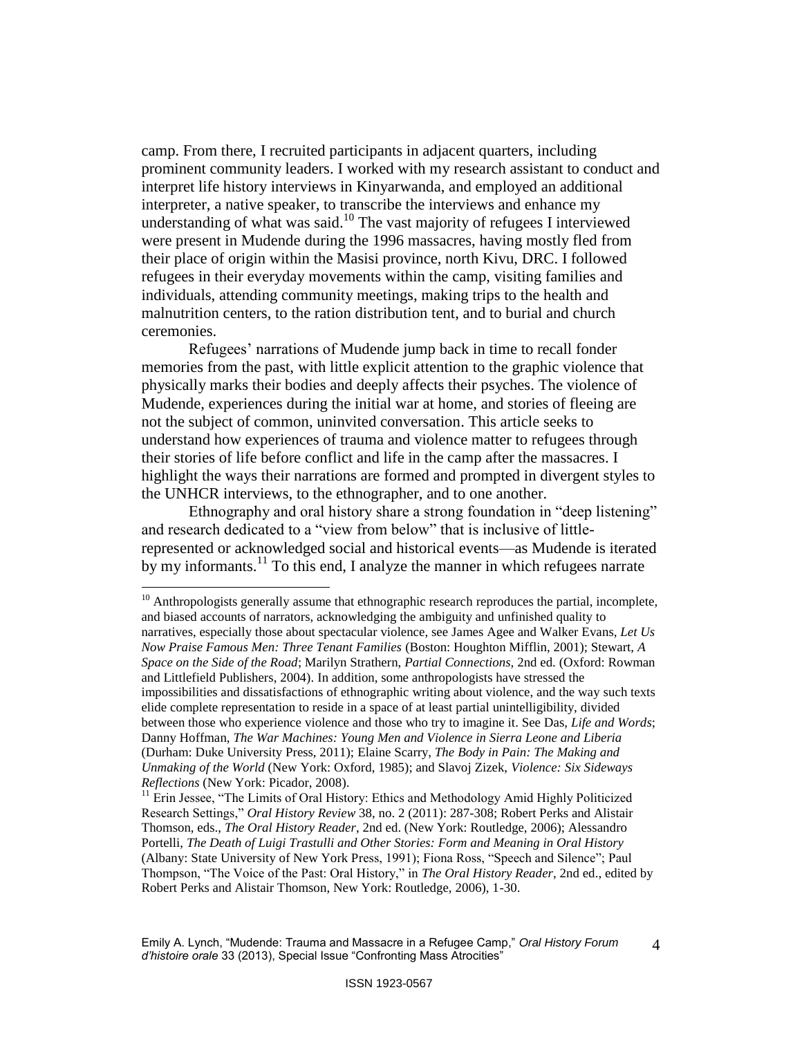camp. From there, I recruited participants in adjacent quarters, including prominent community leaders. I worked with my research assistant to conduct and interpret life history interviews in Kinyarwanda, and employed an additional interpreter, a native speaker, to transcribe the interviews and enhance my understanding of what was said.[10] The vast majority of refugees I interviewed were present in Mudende during the 1996 massacres, having mostly fled from their place of origin within the Masisi province, north Kivu, DRC. I followed refugees in their everyday movements within the camp, visiting families and individuals, attending community meetings, making trips to the health and malnutrition centers, to the ration distribution tent, and to burial and church ceremonies.

Refugees' narrations of Mudende jump back in time to recall fonder memories from the past, with little explicit attention to the graphic violence that physically marks their bodies and deeply affects their psyches. The violence of Mudende, experiences during the initial war at home, and stories of fleeing are not the subject of common, uninvited conversation. This article seeks to understand how experiences of trauma and violence matter to refugees through their stories of life before conflict and life in the camp after the massacres. I highlight the ways their narrations are formed and prompted in divergent styles to the UNHCR interviews, to the ethnographer, and to one another.

Ethnography and oral history share a strong foundation in "deep listening" and research dedicated to a "view from below" that is inclusive of little-represented or acknowledged social and historical events—as Mudende is iterated by my informants.[11] To this end, I analyze the manner in which refugees narrate

---

[10] Anthropologists generally assume that ethnographic research reproduces the partial, incomplete, and biased accounts of narrators, acknowledging the ambiguity and unfinished quality to narratives, especially those about spectacular violence, see James Agee and Walker Evans, *Let Us Now Praise Famous Men: Three Tenant Families* (Boston: Houghton Mifflin, 2001); Stewart, *A Space on the Side of the Road*; Marilyn Strathern, *Partial Connections*, 2nd ed. (Oxford: Rowman and Littlefield Publishers, 2004). In addition, some anthropologists have stressed the impossibilities and dissatisfactions of ethnographic writing about violence, and the way such texts elide complete representation to reside in a space of at least partial unintelligibility, divided between those who experience violence and those who try to imagine it. See Das, *Life and Words*; Danny Hoffman, *The War Machines: Young Men and Violence in Sierra Leone and Liberia* (Durham: Duke University Press, 2011); Elaine Scarry, *The Body in Pain: The Making and Unmaking of the World* (New York: Oxford, 1985); and Slavoj Zizek, *Violence: Six Sideways Reflections* (New York: Picador, 2008).

[11] Erin Jessee, "The Limits of Oral History: Ethics and Methodology Amid Highly Politicized Research Settings," *Oral History Review* 38, no. 2 (2011): 287-308; Robert Perks and Alistair Thomson, eds., *The Oral History Reader*, 2nd ed. (New York: Routledge, 2006); Alessandro Portelli, *The Death of Luigi Trastulli and Other Stories: Form and Meaning in Oral History* (Albany: State University of New York Press, 1991); Fiona Ross, "Speech and Silence"; Paul Thompson, "The Voice of the Past: Oral History," in *The Oral History Reader*, 2nd ed., edited by Robert Perks and Alistair Thomson, New York: Routledge, 2006), 1-30.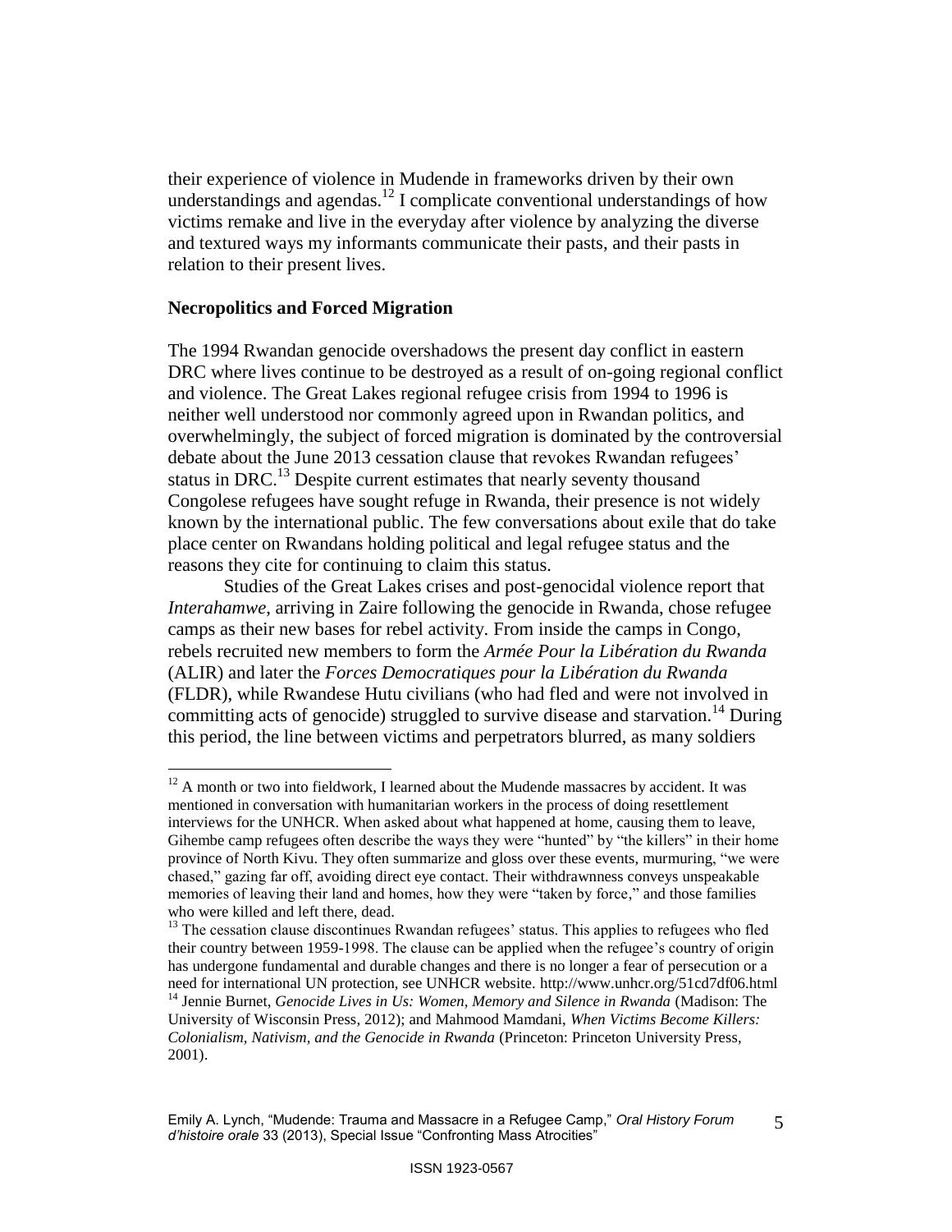their experience of violence in Mudende in frameworks driven by their own understandings and agendas.[12] I complicate conventional understandings of how victims remake and live in the everyday after violence by analyzing the diverse and textured ways my informants communicate their pasts, and their pasts in relation to their present lives.

## Necropolitics and Forced Migration

The 1994 Rwandan genocide overshadows the present day conflict in eastern DRC where lives continue to be destroyed as a result of on-going regional conflict and violence. The Great Lakes regional refugee crisis from 1994 to 1996 is neither well understood nor commonly agreed upon in Rwandan politics, and overwhelmingly, the subject of forced migration is dominated by the controversial debate about the June 2013 cessation clause that revokes Rwandan refugees' status in DRC.[13] Despite current estimates that nearly seventy thousand Congolese refugees have sought refuge in Rwanda, their presence is not widely known by the international public. The few conversations about exile that do take place center on Rwandans holding political and legal refugee status and the reasons they cite for continuing to claim this status.

Studies of the Great Lakes crises and post-genocidal violence report that *Interahamwe*, arriving in Zaire following the genocide in Rwanda, chose refugee camps as their new bases for rebel activity. From inside the camps in Congo, rebels recruited new members to form the *Armée Pour la Libération du Rwanda* (ALIR) and later the *Forces Democratiques pour la Libération du Rwanda* (FLDR), while Rwandese Hutu civilians (who had fled and were not involved in committing acts of genocide) struggled to survive disease and starvation.[14] During this period, the line between victims and perpetrators blurred, as many soldiers

---

[12] A month or two into fieldwork, I learned about the Mudende massacres by accident. It was mentioned in conversation with humanitarian workers in the process of doing resettlement interviews for the UNHCR. When asked about what happened at home, causing them to leave, Gihembe camp refugees often describe the ways they were "hunted" by "the killers" in their home province of North Kivu. They often summarize and gloss over these events, murmuring, "we were chased," gazing far off, avoiding direct eye contact. Their withdrawnness conveys unspeakable memories of leaving their land and homes, how they were "taken by force," and those families who were killed and left there, dead.

[13] The cessation clause discontinues Rwandan refugees' status. This applies to refugees who fled their country between 1959-1998. The clause can be applied when the refugee's country of origin has undergone fundamental and durable changes and there is no longer a fear of persecution or a need for international UN protection, see UNHCR website. http://www.unhcr.org/51cd7df06.html

[14] Jennie Burnet, *Genocide Lives in Us: Women, Memory and Silence in Rwanda* (Madison: The University of Wisconsin Press, 2012); and Mahmood Mamdani, *When Victims Become Killers: Colonialism, Nativism, and the Genocide in Rwanda* (Princeton: Princeton University Press, 2001).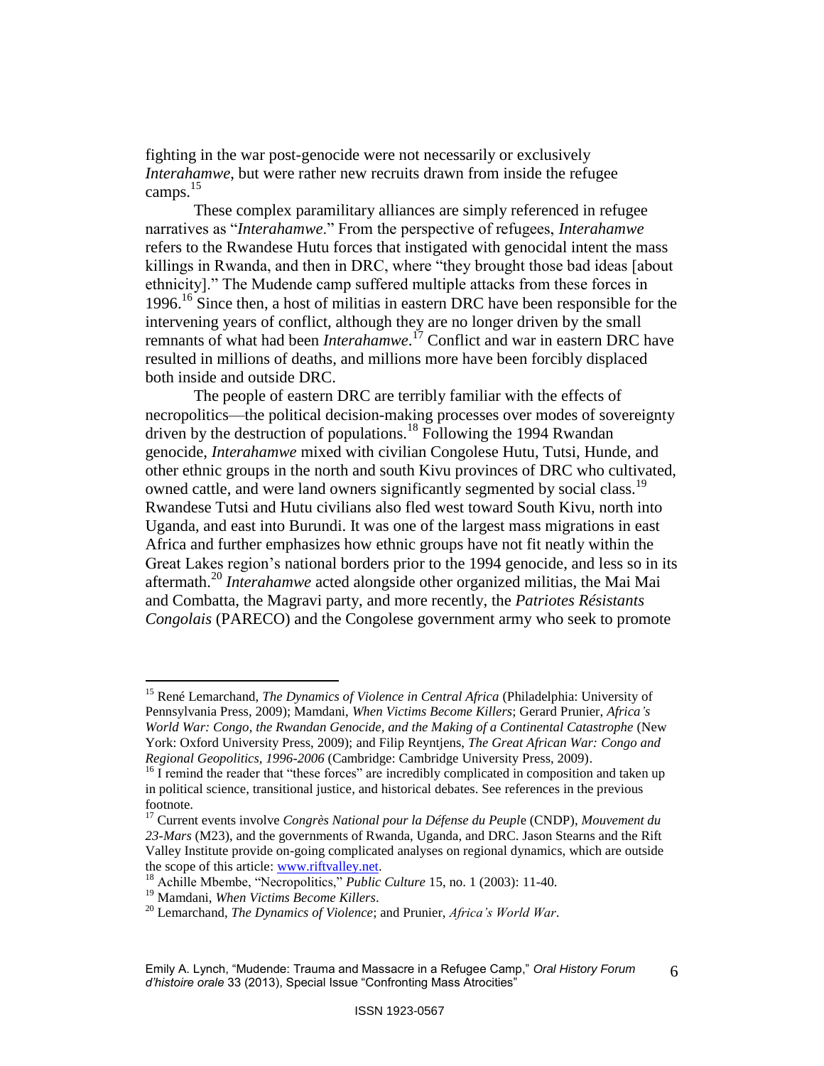fighting in the war post-genocide were not necessarily or exclusively *Interahamwe*, but were rather new recruits drawn from inside the refugee camps.[15]

These complex paramilitary alliances are simply referenced in refugee narratives as "*Interahamwe*." From the perspective of refugees, *Interahamwe* refers to the Rwandese Hutu forces that instigated with genocidal intent the mass killings in Rwanda, and then in DRC, where "they brought those bad ideas [about ethnicity]." The Mudende camp suffered multiple attacks from these forces in 1996.[16] Since then, a host of militias in eastern DRC have been responsible for the intervening years of conflict, although they are no longer driven by the small remnants of what had been *Interahamwe*.[17] Conflict and war in eastern DRC have resulted in millions of deaths, and millions more have been forcibly displaced both inside and outside DRC.

The people of eastern DRC are terribly familiar with the effects of necropolitics—the political decision-making processes over modes of sovereignty driven by the destruction of populations.[18] Following the 1994 Rwandan genocide, *Interahamwe* mixed with civilian Congolese Hutu, Tutsi, Hunde, and other ethnic groups in the north and south Kivu provinces of DRC who cultivated, owned cattle, and were land owners significantly segmented by social class.[19] Rwandese Tutsi and Hutu civilians also fled west toward South Kivu, north into Uganda, and east into Burundi. It was one of the largest mass migrations in east Africa and further emphasizes how ethnic groups have not fit neatly within the Great Lakes region's national borders prior to the 1994 genocide, and less so in its aftermath.[20] *Interahamwe* acted alongside other organized militias, the Mai Mai and Combatta, the Magravi party, and more recently, the *Patriotes Résistants Congolais* (PARECO) and the Congolese government army who seek to promote

---

[15] René Lemarchand, *The Dynamics of Violence in Central Africa* (Philadelphia: University of Pennsylvania Press, 2009); Mamdani, *When Victims Become Killers*; Gerard Prunier, *Africa's World War: Congo, the Rwandan Genocide, and the Making of a Continental Catastrophe* (New York: Oxford University Press, 2009); and Filip Reyntjens, *The Great African War: Congo and Regional Geopolitics, 1996-2006* (Cambridge: Cambridge University Press, 2009).

[16] I remind the reader that "these forces" are incredibly complicated in composition and taken up in political science, transitional justice, and historical debates. See references in the previous footnote.

[17] Current events involve *Congrès National pour la Défense du Peuple* (CNDP), *Mouvement du 23-Mars* (M23), and the governments of Rwanda, Uganda, and DRC. Jason Stearns and the Rift Valley Institute provide on-going complicated analyses on regional dynamics, which are outside the scope of this article: www.riftvalley.net.

[18] Achille Mbembe, "Necropolitics," *Public Culture* 15, no. 1 (2003): 11-40.

[19] Mamdani, *When Victims Become Killers*.

[20] Lemarchand, *The Dynamics of Violence*; and Prunier, *Africa's World War*.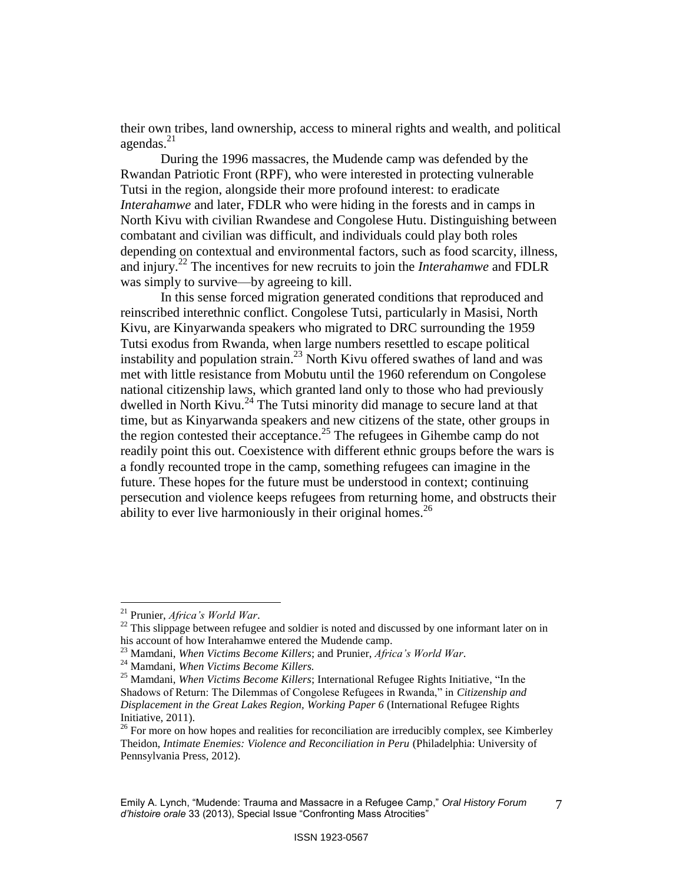their own tribes, land ownership, access to mineral rights and wealth, and political agendas.[21]

During the 1996 massacres, the Mudende camp was defended by the Rwandan Patriotic Front (RPF), who were interested in protecting vulnerable Tutsi in the region, alongside their more profound interest: to eradicate *Interahamwe* and later, FDLR who were hiding in the forests and in camps in North Kivu with civilian Rwandese and Congolese Hutu. Distinguishing between combatant and civilian was difficult, and individuals could play both roles depending on contextual and environmental factors, such as food scarcity, illness, and injury.[22] The incentives for new recruits to join the *Interahamwe* and FDLR was simply to survive—by agreeing to kill.

In this sense forced migration generated conditions that reproduced and reinscribed interethnic conflict. Congolese Tutsi, particularly in Masisi, North Kivu, are Kinyarwanda speakers who migrated to DRC surrounding the 1959 Tutsi exodus from Rwanda, when large numbers resettled to escape political instability and population strain.[23] North Kivu offered swathes of land and was met with little resistance from Mobutu until the 1960 referendum on Congolese national citizenship laws, which granted land only to those who had previously dwelled in North Kivu.[24] The Tutsi minority did manage to secure land at that time, but as Kinyarwanda speakers and new citizens of the state, other groups in the region contested their acceptance.[25] The refugees in Gihembe camp do not readily point this out. Coexistence with different ethnic groups before the wars is a fondly recounted trope in the camp, something refugees can imagine in the future. These hopes for the future must be understood in context; continuing persecution and violence keeps refugees from returning home, and obstructs their ability to ever live harmoniously in their original homes.[26]

---

[21] Prunier, *Africa's World War*.

[22] This slippage between refugee and soldier is noted and discussed by one informant later on in his account of how Interahamwe entered the Mudende camp.

[23] Mamdani, *When Victims Become Killers*; and Prunier, *Africa's World War*.

[24] Mamdani, *When Victims Become Killers.*

[25] Mamdani, *When Victims Become Killers*; International Refugee Rights Initiative, "In the Shadows of Return: The Dilemmas of Congolese Refugees in Rwanda," in *Citizenship and Displacement in the Great Lakes Region*, *Working Paper 6* (International Refugee Rights Initiative, 2011).

[26] For more on how hopes and realities for reconciliation are irreducibly complex, see Kimberley Theidon, *Intimate Enemies: Violence and Reconciliation in Peru* (Philadelphia: University of Pennsylvania Press, 2012).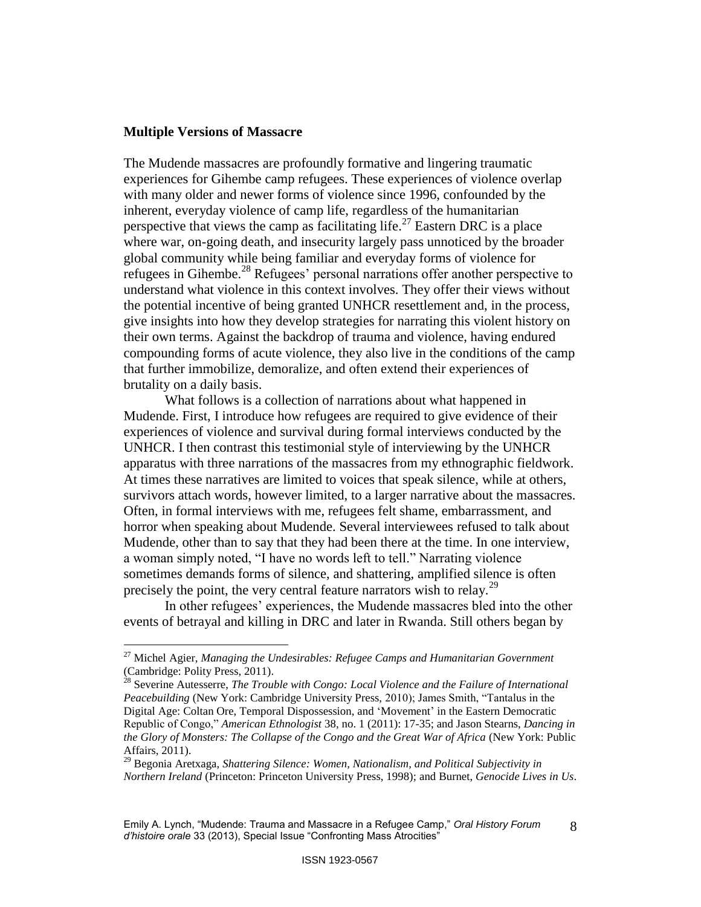## Multiple Versions of Massacre

The Mudende massacres are profoundly formative and lingering traumatic experiences for Gihembe camp refugees. These experiences of violence overlap with many older and newer forms of violence since 1996, confounded by the inherent, everyday violence of camp life, regardless of the humanitarian perspective that views the camp as facilitating life.[27] Eastern DRC is a place where war, on-going death, and insecurity largely pass unnoticed by the broader global community while being familiar and everyday forms of violence for refugees in Gihembe.[28] Refugees' personal narrations offer another perspective to understand what violence in this context involves. They offer their views without the potential incentive of being granted UNHCR resettlement and, in the process, give insights into how they develop strategies for narrating this violent history on their own terms. Against the backdrop of trauma and violence, having endured compounding forms of acute violence, they also live in the conditions of the camp that further immobilize, demoralize, and often extend their experiences of brutality on a daily basis.

What follows is a collection of narrations about what happened in Mudende. First, I introduce how refugees are required to give evidence of their experiences of violence and survival during formal interviews conducted by the UNHCR. I then contrast this testimonial style of interviewing by the UNHCR apparatus with three narrations of the massacres from my ethnographic fieldwork. At times these narratives are limited to voices that speak silence, while at others, survivors attach words, however limited, to a larger narrative about the massacres. Often, in formal interviews with me, refugees felt shame, embarrassment, and horror when speaking about Mudende. Several interviewees refused to talk about Mudende, other than to say that they had been there at the time. In one interview, a woman simply noted, "I have no words left to tell." Narrating violence sometimes demands forms of silence, and shattering, amplified silence is often precisely the point, the very central feature narrators wish to relay.[29]

In other refugees' experiences, the Mudende massacres bled into the other events of betrayal and killing in DRC and later in Rwanda. Still others began by

[27] Michel Agier, *Managing the Undesirables: Refugee Camps and Humanitarian Government* (Cambridge: Polity Press, 2011).

[28] Severine Autesserre, *The Trouble with Congo: Local Violence and the Failure of International Peacebuilding* (New York: Cambridge University Press, 2010); James Smith, "Tantalus in the Digital Age: Coltan Ore, Temporal Dispossession, and 'Movement' in the Eastern Democratic Republic of Congo," *American Ethnologist* 38, no. 1 (2011): 17-35; and Jason Stearns, *Dancing in the Glory of Monsters: The Collapse of the Congo and the Great War of Africa* (New York: Public Affairs, 2011).

[29] Begonia Aretxaga, *Shattering Silence: Women, Nationalism, and Political Subjectivity in Northern Ireland* (Princeton: Princeton University Press, 1998); and Burnet, *Genocide Lives in Us*.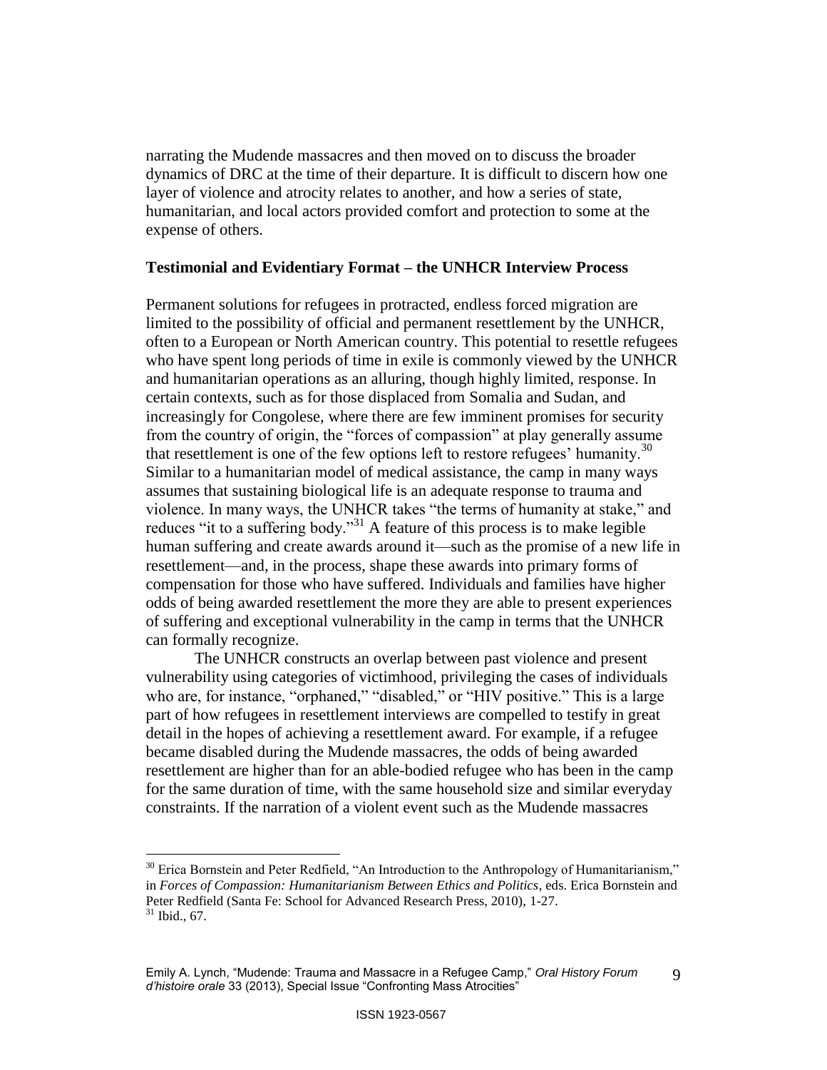narrating the Mudende massacres and then moved on to discuss the broader dynamics of DRC at the time of their departure. It is difficult to discern how one layer of violence and atrocity relates to another, and how a series of state, humanitarian, and local actors provided comfort and protection to some at the expense of others.

### Testimonial and Evidentiary Format – the UNHCR Interview Process

Permanent solutions for refugees in protracted, endless forced migration are limited to the possibility of official and permanent resettlement by the UNHCR, often to a European or North American country. This potential to resettle refugees who have spent long periods of time in exile is commonly viewed by the UNHCR and humanitarian operations as an alluring, though highly limited, response. In certain contexts, such as for those displaced from Somalia and Sudan, and increasingly for Congolese, where there are few imminent promises for security from the country of origin, the "forces of compassion" at play generally assume that resettlement is one of the few options left to restore refugees' humanity.[30] Similar to a humanitarian model of medical assistance, the camp in many ways assumes that sustaining biological life is an adequate response to trauma and violence. In many ways, the UNHCR takes "the terms of humanity at stake," and reduces "it to a suffering body."[31] A feature of this process is to make legible human suffering and create awards around it—such as the promise of a new life in resettlement—and, in the process, shape these awards into primary forms of compensation for those who have suffered. Individuals and families have higher odds of being awarded resettlement the more they are able to present experiences of suffering and exceptional vulnerability in the camp in terms that the UNHCR can formally recognize.

The UNHCR constructs an overlap between past violence and present vulnerability using categories of victimhood, privileging the cases of individuals who are, for instance, "orphaned," "disabled," or "HIV positive." This is a large part of how refugees in resettlement interviews are compelled to testify in great detail in the hopes of achieving a resettlement award. For example, if a refugee became disabled during the Mudende massacres, the odds of being awarded resettlement are higher than for an able-bodied refugee who has been in the camp for the same duration of time, with the same household size and similar everyday constraints. If the narration of a violent event such as the Mudende massacres

---

[30] Erica Bornstein and Peter Redfield, "An Introduction to the Anthropology of Humanitarianism," in *Forces of Compassion: Humanitarianism Between Ethics and Politics*, eds. Erica Bornstein and Peter Redfield (Santa Fe: School for Advanced Research Press, 2010), 1-27.

[31] Ibid., 67.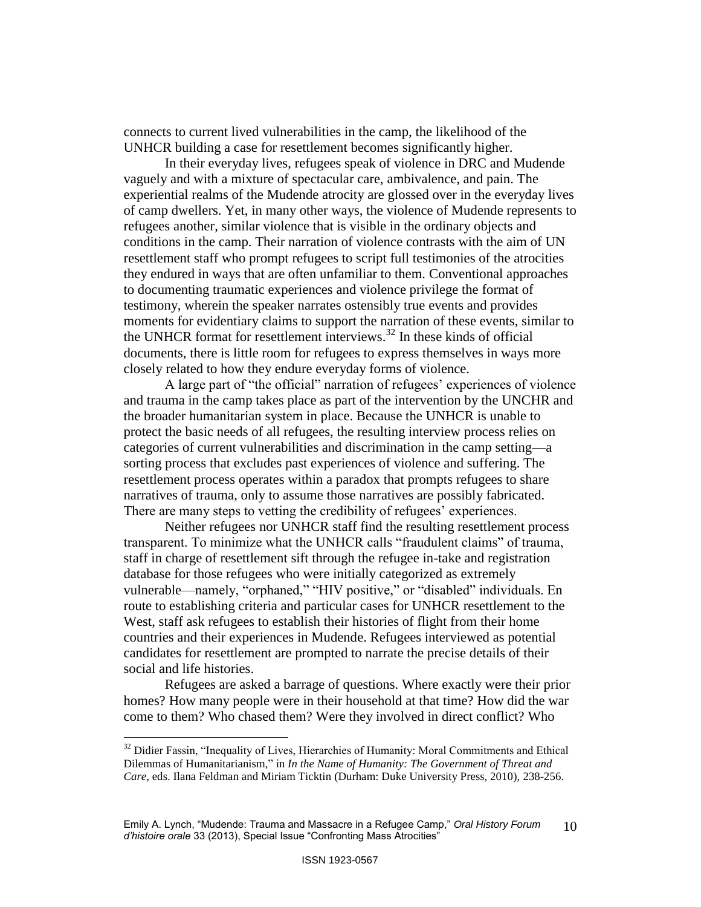connects to current lived vulnerabilities in the camp, the likelihood of the UNHCR building a case for resettlement becomes significantly higher.

In their everyday lives, refugees speak of violence in DRC and Mudende vaguely and with a mixture of spectacular care, ambivalence, and pain. The experiential realms of the Mudende atrocity are glossed over in the everyday lives of camp dwellers. Yet, in many other ways, the violence of Mudende represents to refugees another, similar violence that is visible in the ordinary objects and conditions in the camp. Their narration of violence contrasts with the aim of UN resettlement staff who prompt refugees to script full testimonies of the atrocities they endured in ways that are often unfamiliar to them. Conventional approaches to documenting traumatic experiences and violence privilege the format of testimony, wherein the speaker narrates ostensibly true events and provides moments for evidentiary claims to support the narration of these events, similar to the UNHCR format for resettlement interviews.[32] In these kinds of official documents, there is little room for refugees to express themselves in ways more closely related to how they endure everyday forms of violence.

A large part of "the official" narration of refugees' experiences of violence and trauma in the camp takes place as part of the intervention by the UNCHR and the broader humanitarian system in place. Because the UNHCR is unable to protect the basic needs of all refugees, the resulting interview process relies on categories of current vulnerabilities and discrimination in the camp setting—a sorting process that excludes past experiences of violence and suffering. The resettlement process operates within a paradox that prompts refugees to share narratives of trauma, only to assume those narratives are possibly fabricated. There are many steps to vetting the credibility of refugees' experiences.

Neither refugees nor UNHCR staff find the resulting resettlement process transparent. To minimize what the UNHCR calls "fraudulent claims" of trauma, staff in charge of resettlement sift through the refugee in-take and registration database for those refugees who were initially categorized as extremely vulnerable—namely, "orphaned," "HIV positive," or "disabled" individuals. En route to establishing criteria and particular cases for UNHCR resettlement to the West, staff ask refugees to establish their histories of flight from their home countries and their experiences in Mudende. Refugees interviewed as potential candidates for resettlement are prompted to narrate the precise details of their social and life histories.

Refugees are asked a barrage of questions. Where exactly were their prior homes? How many people were in their household at that time? How did the war come to them? Who chased them? Were they involved in direct conflict? Who

---

[32] Didier Fassin, "Inequality of Lives, Hierarchies of Humanity: Moral Commitments and Ethical Dilemmas of Humanitarianism," in *In the Name of Humanity: The Government of Threat and Care*, eds. Ilana Feldman and Miriam Ticktin (Durham: Duke University Press, 2010), 238-256.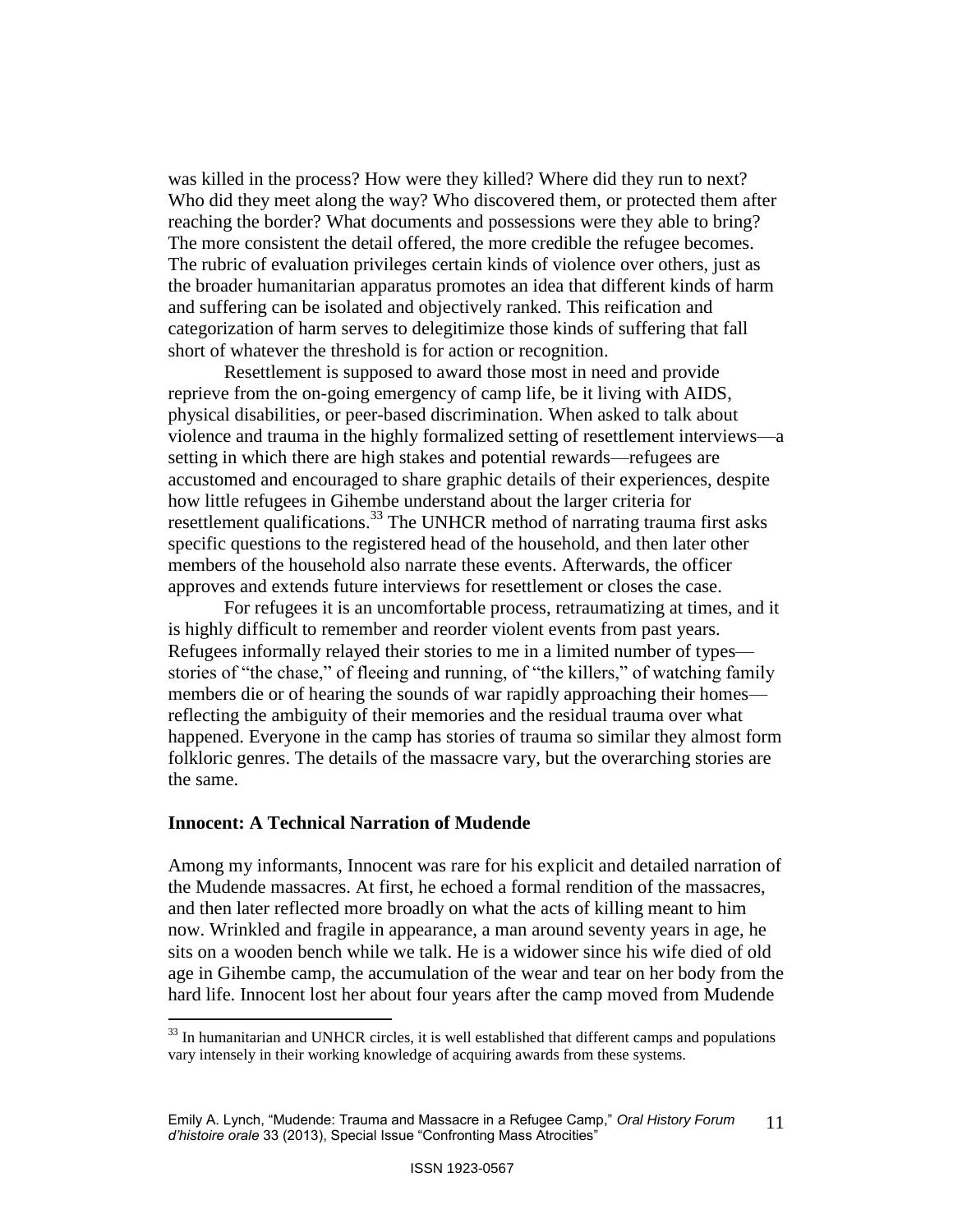was killed in the process? How were they killed? Where did they run to next? Who did they meet along the way? Who discovered them, or protected them after reaching the border? What documents and possessions were they able to bring? The more consistent the detail offered, the more credible the refugee becomes. The rubric of evaluation privileges certain kinds of violence over others, just as the broader humanitarian apparatus promotes an idea that different kinds of harm and suffering can be isolated and objectively ranked. This reification and categorization of harm serves to delegitimize those kinds of suffering that fall short of whatever the threshold is for action or recognition.

Resettlement is supposed to award those most in need and provide reprieve from the on-going emergency of camp life, be it living with AIDS, physical disabilities, or peer-based discrimination. When asked to talk about violence and trauma in the highly formalized setting of resettlement interviews—a setting in which there are high stakes and potential rewards—refugees are accustomed and encouraged to share graphic details of their experiences, despite how little refugees in Gihembe understand about the larger criteria for resettlement qualifications.[33] The UNHCR method of narrating trauma first asks specific questions to the registered head of the household, and then later other members of the household also narrate these events. Afterwards, the officer approves and extends future interviews for resettlement or closes the case.

For refugees it is an uncomfortable process, retraumatizing at times, and it is highly difficult to remember and reorder violent events from past years. Refugees informally relayed their stories to me in a limited number of types—stories of "the chase," of fleeing and running, of "the killers," of watching family members die or of hearing the sounds of war rapidly approaching their homes—reflecting the ambiguity of their memories and the residual trauma over what happened. Everyone in the camp has stories of trauma so similar they almost form folkloric genres. The details of the massacre vary, but the overarching stories are the same.

### Innocent: A Technical Narration of Mudende

Among my informants, Innocent was rare for his explicit and detailed narration of the Mudende massacres. At first, he echoed a formal rendition of the massacres, and then later reflected more broadly on what the acts of killing meant to him now. Wrinkled and fragile in appearance, a man around seventy years in age, he sits on a wooden bench while we talk. He is a widower since his wife died of old age in Gihembe camp, the accumulation of the wear and tear on her body from the hard life. Innocent lost her about four years after the camp moved from Mudende

[33] In humanitarian and UNHCR circles, it is well established that different camps and populations vary intensely in their working knowledge of acquiring awards from these systems.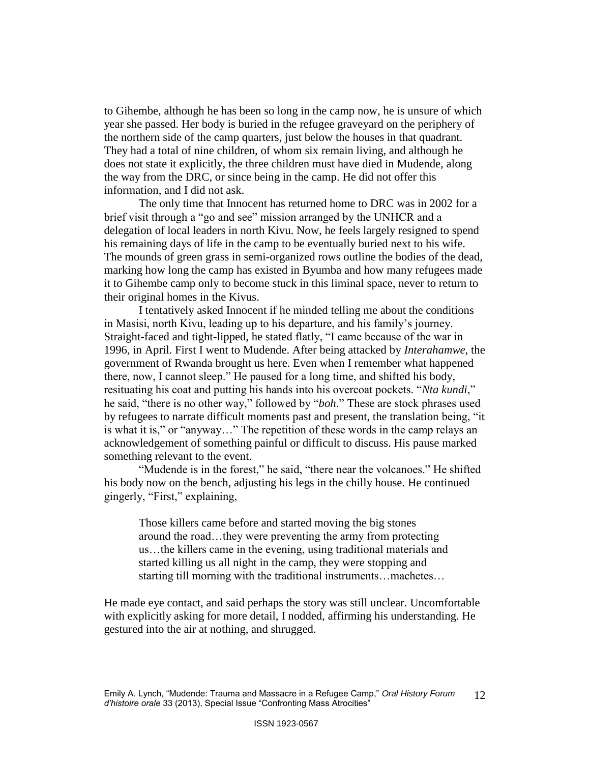to Gihembe, although he has been so long in the camp now, he is unsure of which year she passed. Her body is buried in the refugee graveyard on the periphery of the northern side of the camp quarters, just below the houses in that quadrant. They had a total of nine children, of whom six remain living, and although he does not state it explicitly, the three children must have died in Mudende, along the way from the DRC, or since being in the camp. He did not offer this information, and I did not ask.

The only time that Innocent has returned home to DRC was in 2002 for a brief visit through a "go and see" mission arranged by the UNHCR and a delegation of local leaders in north Kivu. Now, he feels largely resigned to spend his remaining days of life in the camp to be eventually buried next to his wife. The mounds of green grass in semi-organized rows outline the bodies of the dead, marking how long the camp has existed in Byumba and how many refugees made it to Gihembe camp only to become stuck in this liminal space, never to return to their original homes in the Kivus.

I tentatively asked Innocent if he minded telling me about the conditions in Masisi, north Kivu, leading up to his departure, and his family's journey. Straight-faced and tight-lipped, he stated flatly, "I came because of the war in 1996, in April. First I went to Mudende. After being attacked by *Interahamwe*, the government of Rwanda brought us here. Even when I remember what happened there, now, I cannot sleep." He paused for a long time, and shifted his body, resituating his coat and putting his hands into his overcoat pockets. "*Nta kundi*," he said, "there is no other way," followed by "*boh*." These are stock phrases used by refugees to narrate difficult moments past and present, the translation being, "it is what it is," or "anyway…" The repetition of these words in the camp relays an acknowledgement of something painful or difficult to discuss. His pause marked something relevant to the event.

"Mudende is in the forest," he said, "there near the volcanoes." He shifted his body now on the bench, adjusting his legs in the chilly house. He continued gingerly, "First," explaining,

> Those killers came before and started moving the big stones around the road…they were preventing the army from protecting us…the killers came in the evening, using traditional materials and started killing us all night in the camp, they were stopping and starting till morning with the traditional instruments…machetes…

He made eye contact, and said perhaps the story was still unclear. Uncomfortable with explicitly asking for more detail, I nodded, affirming his understanding. He gestured into the air at nothing, and shrugged.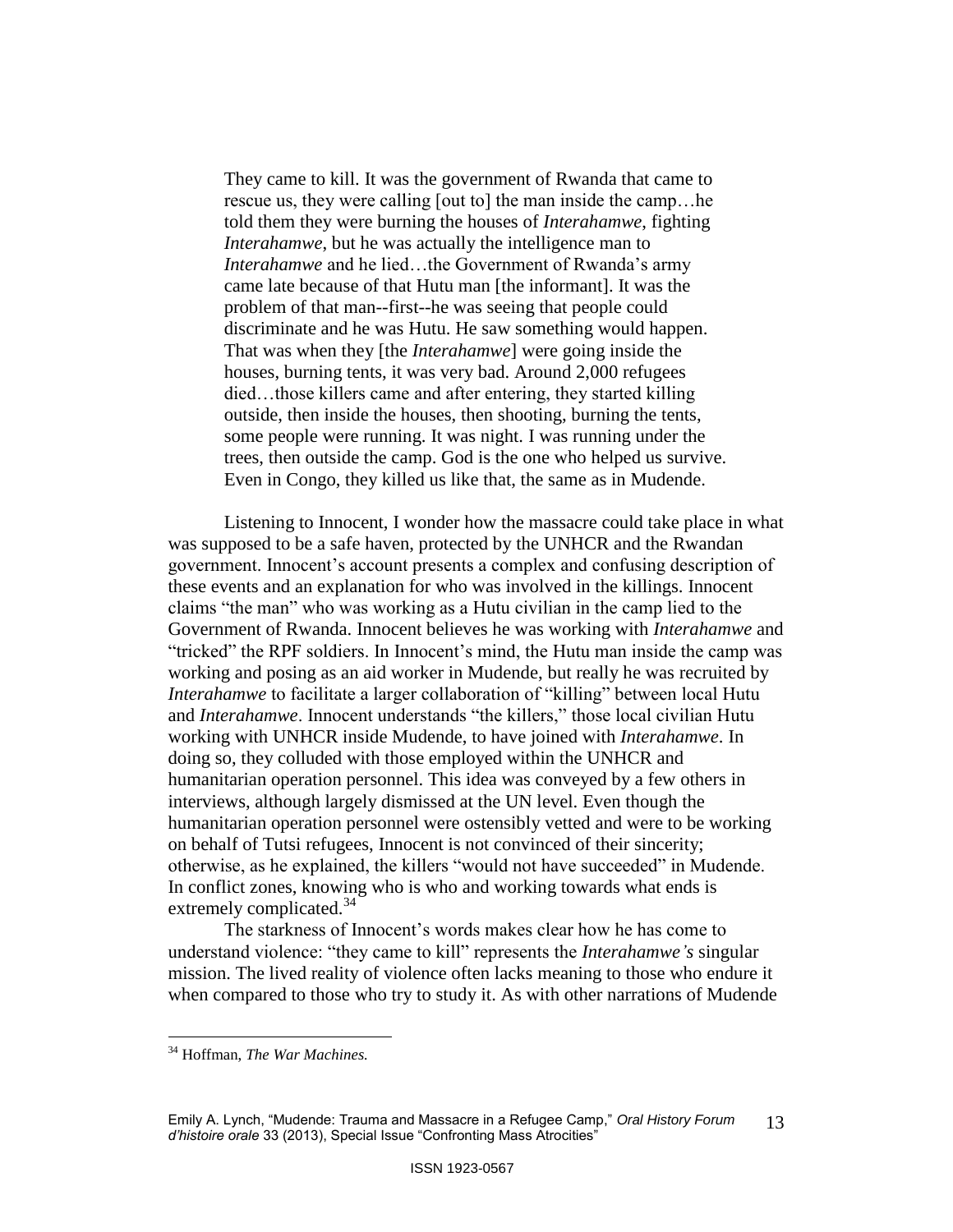> They came to kill. It was the government of Rwanda that came to rescue us, they were calling [out to] the man inside the camp…he told them they were burning the houses of *Interahamwe*, fighting *Interahamwe*, but he was actually the intelligence man to *Interahamwe* and he lied…the Government of Rwanda's army came late because of that Hutu man [the informant]. It was the problem of that man--first--he was seeing that people could discriminate and he was Hutu. He saw something would happen. That was when they [the *Interahamwe*] were going inside the houses, burning tents, it was very bad. Around 2,000 refugees died…those killers came and after entering, they started killing outside, then inside the houses, then shooting, burning the tents, some people were running. It was night. I was running under the trees, then outside the camp. God is the one who helped us survive. Even in Congo, they killed us like that, the same as in Mudende.

Listening to Innocent, I wonder how the massacre could take place in what was supposed to be a safe haven, protected by the UNHCR and the Rwandan government. Innocent's account presents a complex and confusing description of these events and an explanation for who was involved in the killings. Innocent claims "the man" who was working as a Hutu civilian in the camp lied to the Government of Rwanda. Innocent believes he was working with *Interahamwe* and "tricked" the RPF soldiers. In Innocent's mind, the Hutu man inside the camp was working and posing as an aid worker in Mudende, but really he was recruited by *Interahamwe* to facilitate a larger collaboration of "killing" between local Hutu and *Interahamwe*. Innocent understands "the killers," those local civilian Hutu working with UNHCR inside Mudende, to have joined with *Interahamwe*. In doing so, they colluded with those employed within the UNHCR and humanitarian operation personnel. This idea was conveyed by a few others in interviews, although largely dismissed at the UN level. Even though the humanitarian operation personnel were ostensibly vetted and were to be working on behalf of Tutsi refugees, Innocent is not convinced of their sincerity; otherwise, as he explained, the killers "would not have succeeded" in Mudende. In conflict zones, knowing who is who and working towards what ends is extremely complicated.[34]

The starkness of Innocent's words makes clear how he has come to understand violence: "they came to kill" represents the *Interahamwe's* singular mission. The lived reality of violence often lacks meaning to those who endure it when compared to those who try to study it. As with other narrations of Mudende

---

[34] Hoffman, *The War Machines.*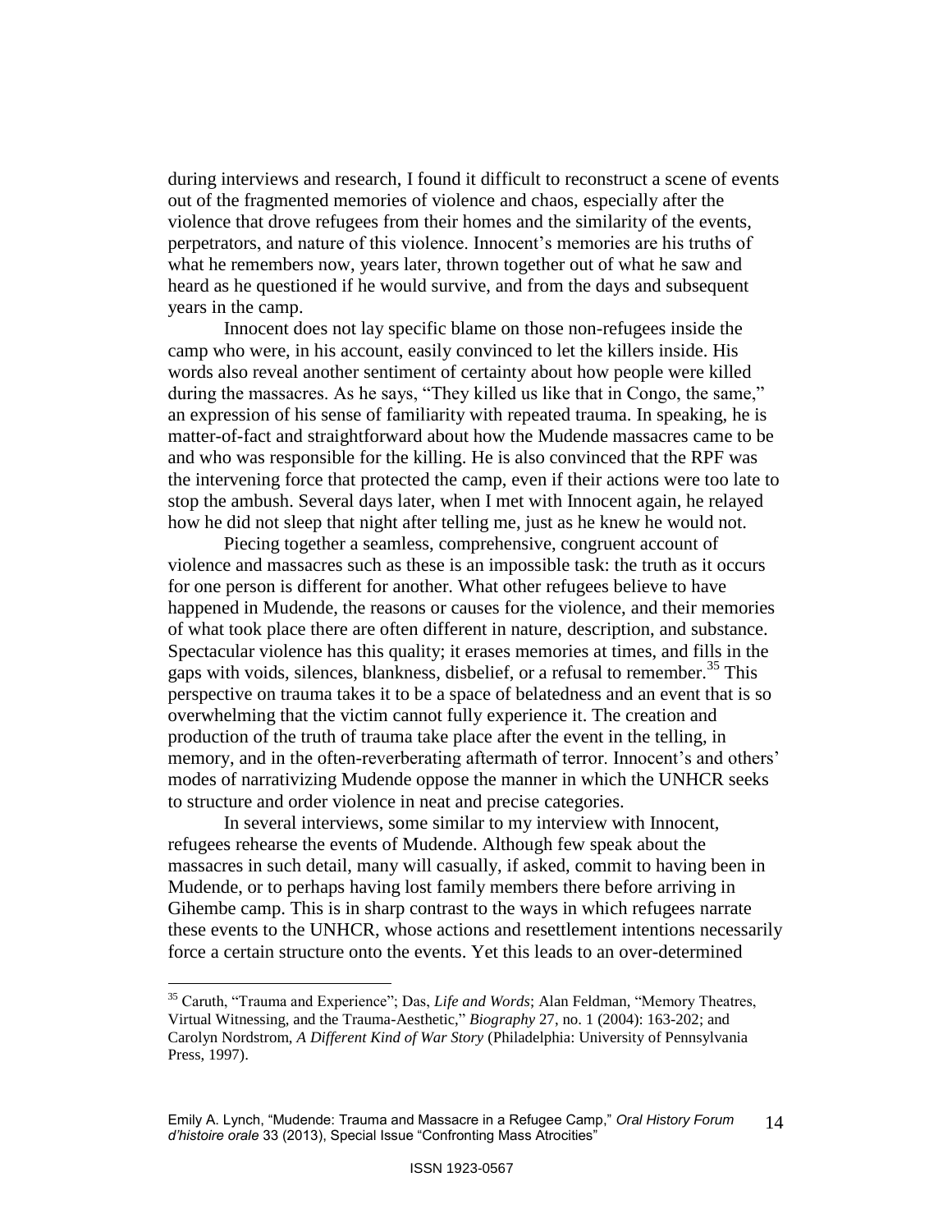during interviews and research, I found it difficult to reconstruct a scene of events out of the fragmented memories of violence and chaos, especially after the violence that drove refugees from their homes and the similarity of the events, perpetrators, and nature of this violence. Innocent's memories are his truths of what he remembers now, years later, thrown together out of what he saw and heard as he questioned if he would survive, and from the days and subsequent years in the camp.

Innocent does not lay specific blame on those non-refugees inside the camp who were, in his account, easily convinced to let the killers inside. His words also reveal another sentiment of certainty about how people were killed during the massacres. As he says, "They killed us like that in Congo, the same," an expression of his sense of familiarity with repeated trauma. In speaking, he is matter-of-fact and straightforward about how the Mudende massacres came to be and who was responsible for the killing. He is also convinced that the RPF was the intervening force that protected the camp, even if their actions were too late to stop the ambush. Several days later, when I met with Innocent again, he relayed how he did not sleep that night after telling me, just as he knew he would not.

Piecing together a seamless, comprehensive, congruent account of violence and massacres such as these is an impossible task: the truth as it occurs for one person is different for another. What other refugees believe to have happened in Mudende, the reasons or causes for the violence, and their memories of what took place there are often different in nature, description, and substance. Spectacular violence has this quality; it erases memories at times, and fills in the gaps with voids, silences, blankness, disbelief, or a refusal to remember.[35] This perspective on trauma takes it to be a space of belatedness and an event that is so overwhelming that the victim cannot fully experience it. The creation and production of the truth of trauma take place after the event in the telling, in memory, and in the often-reverberating aftermath of terror. Innocent's and others' modes of narrativizing Mudende oppose the manner in which the UNHCR seeks to structure and order violence in neat and precise categories.

In several interviews, some similar to my interview with Innocent, refugees rehearse the events of Mudende. Although few speak about the massacres in such detail, many will casually, if asked, commit to having been in Mudende, or to perhaps having lost family members there before arriving in Gihembe camp. This is in sharp contrast to the ways in which refugees narrate these events to the UNHCR, whose actions and resettlement intentions necessarily force a certain structure onto the events. Yet this leads to an over-determined

---

[35] Caruth, "Trauma and Experience"; Das, *Life and Words*; Alan Feldman, "Memory Theatres, Virtual Witnessing, and the Trauma-Aesthetic," *Biography* 27, no. 1 (2004): 163-202; and Carolyn Nordstrom, *A Different Kind of War Story* (Philadelphia: University of Pennsylvania Press, 1997).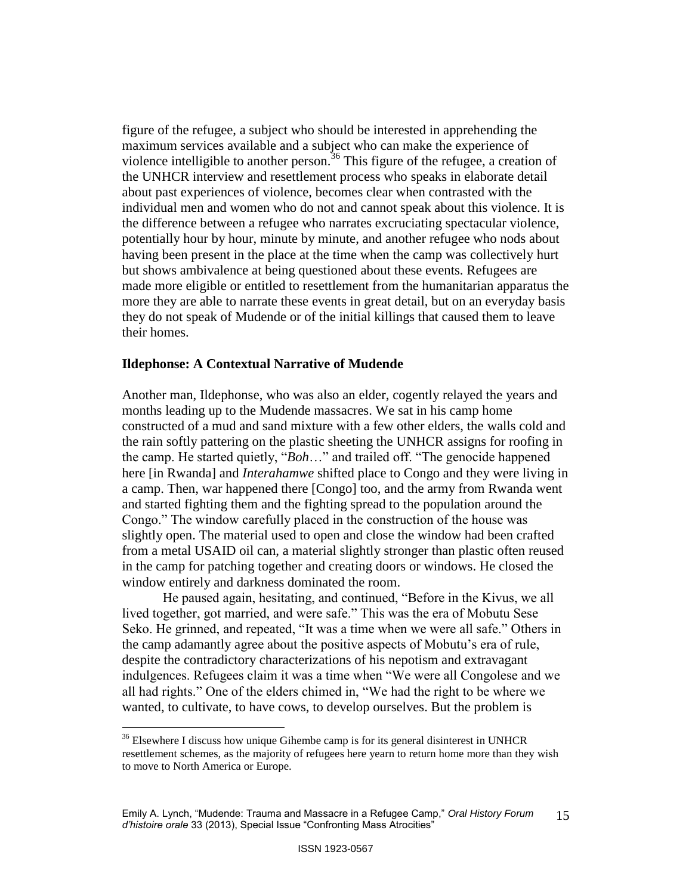figure of the refugee, a subject who should be interested in apprehending the maximum services available and a subject who can make the experience of violence intelligible to another person.[36] This figure of the refugee, a creation of the UNHCR interview and resettlement process who speaks in elaborate detail about past experiences of violence, becomes clear when contrasted with the individual men and women who do not and cannot speak about this violence. It is the difference between a refugee who narrates excruciating spectacular violence, potentially hour by hour, minute by minute, and another refugee who nods about having been present in the place at the time when the camp was collectively hurt but shows ambivalence at being questioned about these events. Refugees are made more eligible or entitled to resettlement from the humanitarian apparatus the more they are able to narrate these events in great detail, but on an everyday basis they do not speak of Mudende or of the initial killings that caused them to leave their homes.

### Ildephonse: A Contextual Narrative of Mudende

Another man, Ildephonse, who was also an elder, cogently relayed the years and months leading up to the Mudende massacres. We sat in his camp home constructed of a mud and sand mixture with a few other elders, the walls cold and the rain softly pattering on the plastic sheeting the UNHCR assigns for roofing in the camp. He started quietly, "*Boh*…" and trailed off. "The genocide happened here [in Rwanda] and *Interahamwe* shifted place to Congo and they were living in a camp. Then, war happened there [Congo] too, and the army from Rwanda went and started fighting them and the fighting spread to the population around the Congo." The window carefully placed in the construction of the house was slightly open. The material used to open and close the window had been crafted from a metal USAID oil can, a material slightly stronger than plastic often reused in the camp for patching together and creating doors or windows. He closed the window entirely and darkness dominated the room.

He paused again, hesitating, and continued, "Before in the Kivus, we all lived together, got married, and were safe." This was the era of Mobutu Sese Seko. He grinned, and repeated, "It was a time when we were all safe." Others in the camp adamantly agree about the positive aspects of Mobutu's era of rule, despite the contradictory characterizations of his nepotism and extravagant indulgences. Refugees claim it was a time when "We were all Congolese and we all had rights." One of the elders chimed in, "We had the right to be where we wanted, to cultivate, to have cows, to develop ourselves. But the problem is

---

[36] Elsewhere I discuss how unique Gihembe camp is for its general disinterest in UNHCR resettlement schemes, as the majority of refugees here yearn to return home more than they wish to move to North America or Europe.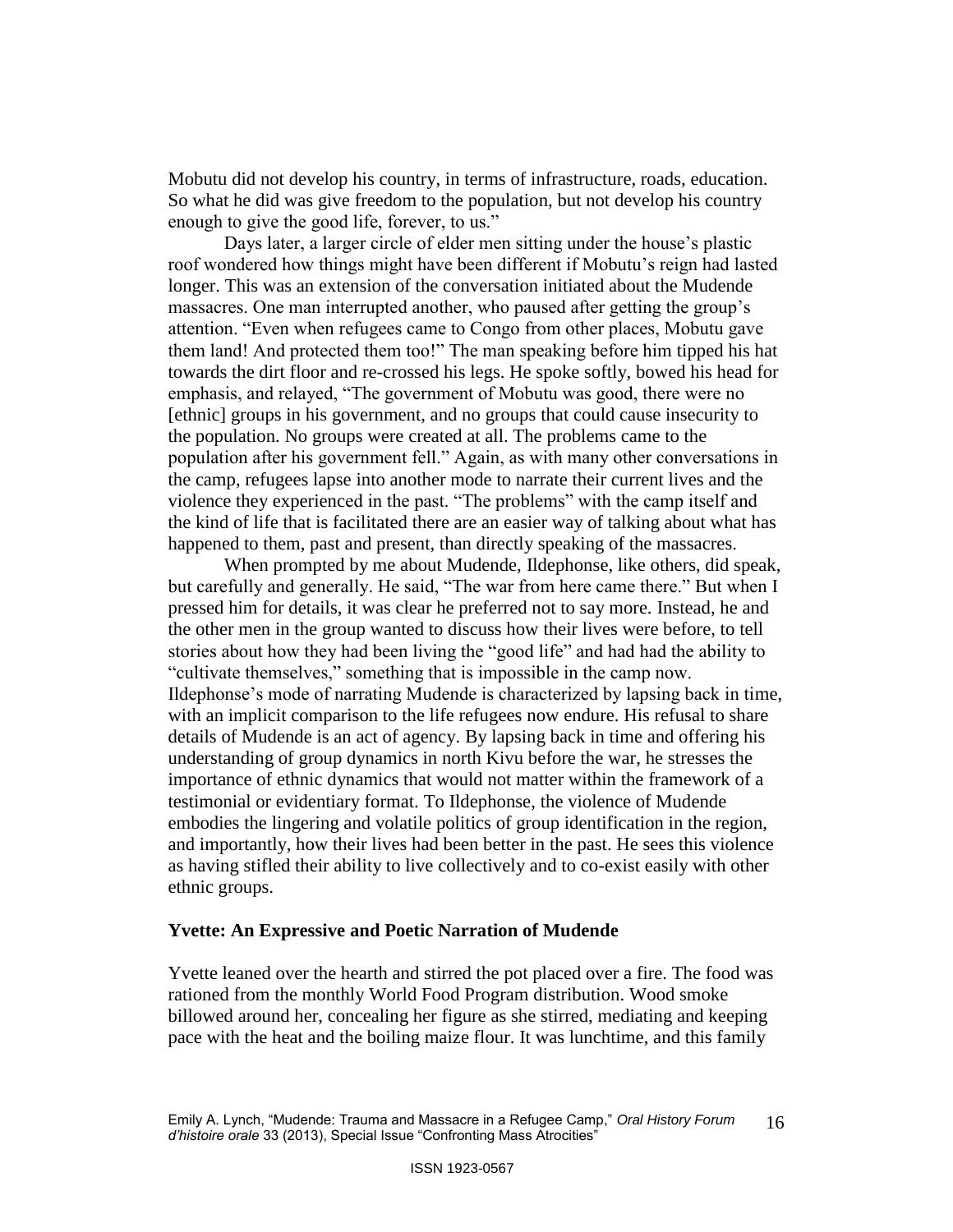Mobutu did not develop his country, in terms of infrastructure, roads, education. So what he did was give freedom to the population, but not develop his country enough to give the good life, forever, to us."

Days later, a larger circle of elder men sitting under the house's plastic roof wondered how things might have been different if Mobutu's reign had lasted longer. This was an extension of the conversation initiated about the Mudende massacres. One man interrupted another, who paused after getting the group's attention. "Even when refugees came to Congo from other places, Mobutu gave them land! And protected them too!" The man speaking before him tipped his hat towards the dirt floor and re-crossed his legs. He spoke softly, bowed his head for emphasis, and relayed, "The government of Mobutu was good, there were no [ethnic] groups in his government, and no groups that could cause insecurity to the population. No groups were created at all. The problems came to the population after his government fell." Again, as with many other conversations in the camp, refugees lapse into another mode to narrate their current lives and the violence they experienced in the past. "The problems" with the camp itself and the kind of life that is facilitated there are an easier way of talking about what has happened to them, past and present, than directly speaking of the massacres.

When prompted by me about Mudende, Ildephonse, like others, did speak, but carefully and generally. He said, "The war from here came there." But when I pressed him for details, it was clear he preferred not to say more. Instead, he and the other men in the group wanted to discuss how their lives were before, to tell stories about how they had been living the "good life" and had had the ability to "cultivate themselves," something that is impossible in the camp now. Ildephonse's mode of narrating Mudende is characterized by lapsing back in time, with an implicit comparison to the life refugees now endure. His refusal to share details of Mudende is an act of agency. By lapsing back in time and offering his understanding of group dynamics in north Kivu before the war, he stresses the importance of ethnic dynamics that would not matter within the framework of a testimonial or evidentiary format. To Ildephonse, the violence of Mudende embodies the lingering and volatile politics of group identification in the region, and importantly, how their lives had been better in the past. He sees this violence as having stifled their ability to live collectively and to co-exist easily with other ethnic groups.

### Yvette: An Expressive and Poetic Narration of Mudende

Yvette leaned over the hearth and stirred the pot placed over a fire. The food was rationed from the monthly World Food Program distribution. Wood smoke billowed around her, concealing her figure as she stirred, mediating and keeping pace with the heat and the boiling maize flour. It was lunchtime, and this family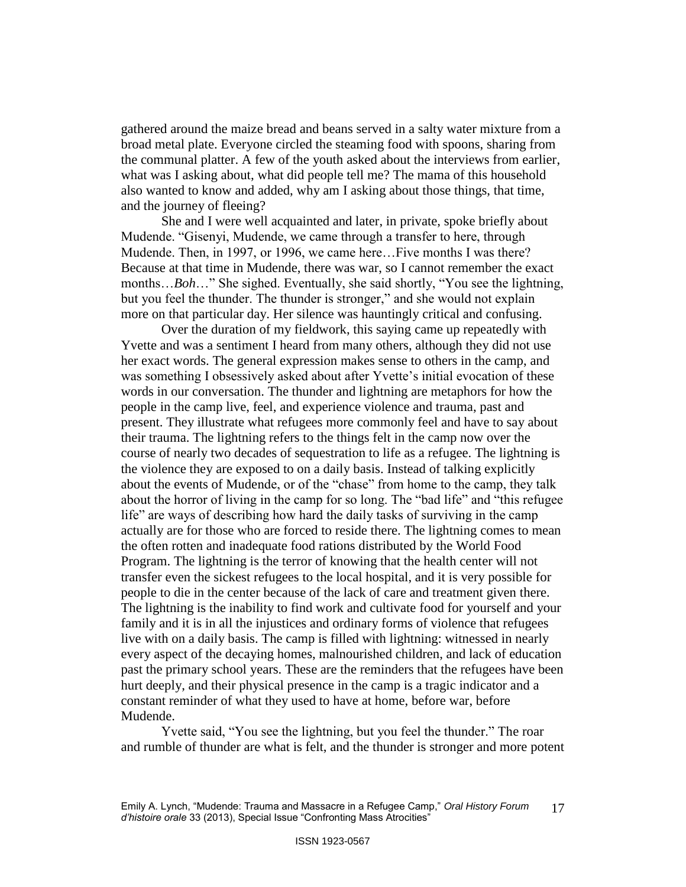gathered around the maize bread and beans served in a salty water mixture from a broad metal plate. Everyone circled the steaming food with spoons, sharing from the communal platter. A few of the youth asked about the interviews from earlier, what was I asking about, what did people tell me? The mama of this household also wanted to know and added, why am I asking about those things, that time, and the journey of fleeing?

She and I were well acquainted and later, in private, spoke briefly about Mudende. "Gisenyi, Mudende, we came through a transfer to here, through Mudende. Then, in 1997, or 1996, we came here…Five months I was there? Because at that time in Mudende, there was war, so I cannot remember the exact months…*Boh*…" She sighed. Eventually, she said shortly, "You see the lightning, but you feel the thunder. The thunder is stronger," and she would not explain more on that particular day. Her silence was hauntingly critical and confusing.

Over the duration of my fieldwork, this saying came up repeatedly with Yvette and was a sentiment I heard from many others, although they did not use her exact words. The general expression makes sense to others in the camp, and was something I obsessively asked about after Yvette's initial evocation of these words in our conversation. The thunder and lightning are metaphors for how the people in the camp live, feel, and experience violence and trauma, past and present. They illustrate what refugees more commonly feel and have to say about their trauma. The lightning refers to the things felt in the camp now over the course of nearly two decades of sequestration to life as a refugee. The lightning is the violence they are exposed to on a daily basis. Instead of talking explicitly about the events of Mudende, or of the "chase" from home to the camp, they talk about the horror of living in the camp for so long. The "bad life" and "this refugee life" are ways of describing how hard the daily tasks of surviving in the camp actually are for those who are forced to reside there. The lightning comes to mean the often rotten and inadequate food rations distributed by the World Food Program. The lightning is the terror of knowing that the health center will not transfer even the sickest refugees to the local hospital, and it is very possible for people to die in the center because of the lack of care and treatment given there. The lightning is the inability to find work and cultivate food for yourself and your family and it is in all the injustices and ordinary forms of violence that refugees live with on a daily basis. The camp is filled with lightning: witnessed in nearly every aspect of the decaying homes, malnourished children, and lack of education past the primary school years. These are the reminders that the refugees have been hurt deeply, and their physical presence in the camp is a tragic indicator and a constant reminder of what they used to have at home, before war, before Mudende.

Yvette said, "You see the lightning, but you feel the thunder." The roar and rumble of thunder are what is felt, and the thunder is stronger and more potent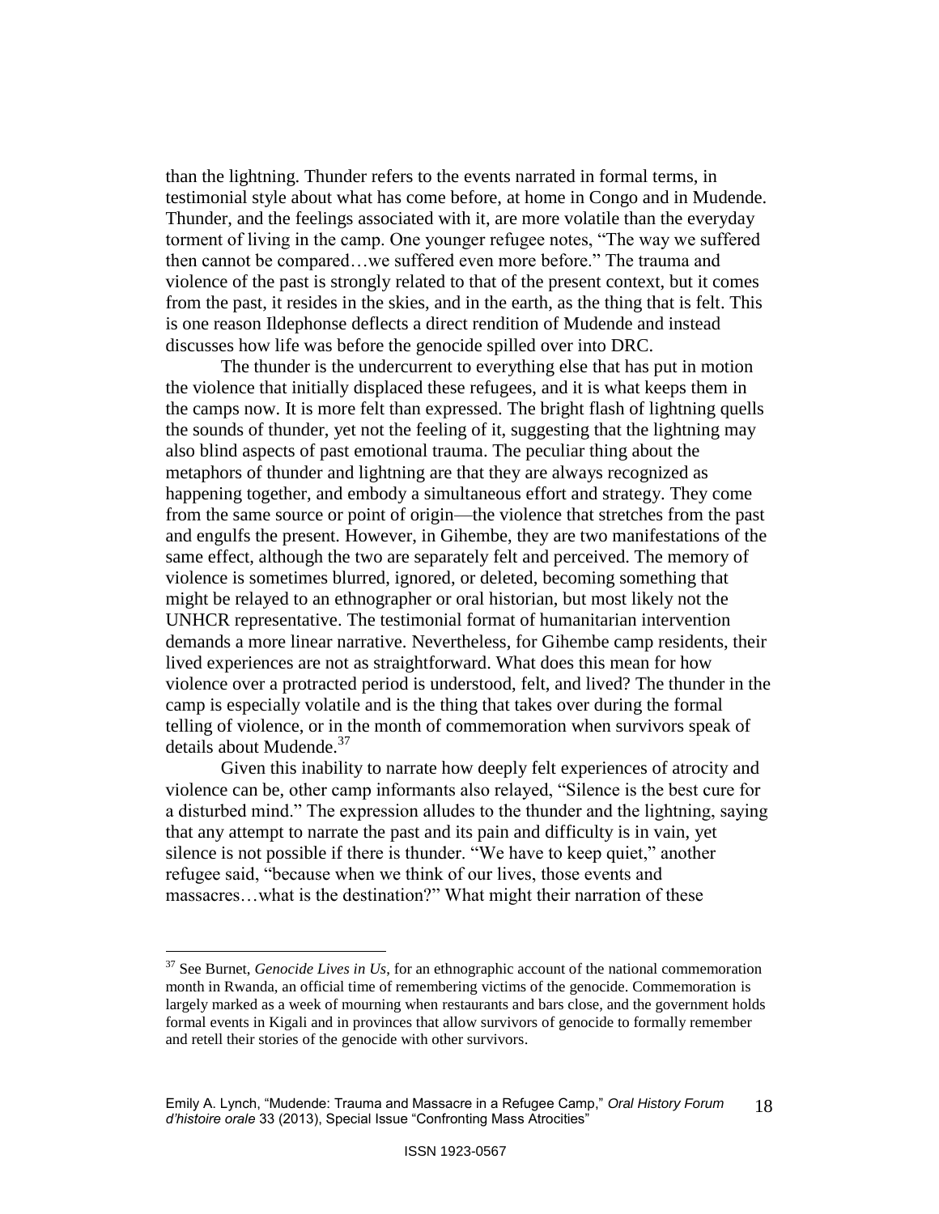than the lightning. Thunder refers to the events narrated in formal terms, in testimonial style about what has come before, at home in Congo and in Mudende. Thunder, and the feelings associated with it, are more volatile than the everyday torment of living in the camp. One younger refugee notes, "The way we suffered then cannot be compared…we suffered even more before." The trauma and violence of the past is strongly related to that of the present context, but it comes from the past, it resides in the skies, and in the earth, as the thing that is felt. This is one reason Ildephonse deflects a direct rendition of Mudende and instead discusses how life was before the genocide spilled over into DRC.

The thunder is the undercurrent to everything else that has put in motion the violence that initially displaced these refugees, and it is what keeps them in the camps now. It is more felt than expressed. The bright flash of lightning quells the sounds of thunder, yet not the feeling of it, suggesting that the lightning may also blind aspects of past emotional trauma. The peculiar thing about the metaphors of thunder and lightning are that they are always recognized as happening together, and embody a simultaneous effort and strategy. They come from the same source or point of origin—the violence that stretches from the past and engulfs the present. However, in Gihembe, they are two manifestations of the same effect, although the two are separately felt and perceived. The memory of violence is sometimes blurred, ignored, or deleted, becoming something that might be relayed to an ethnographer or oral historian, but most likely not the UNHCR representative. The testimonial format of humanitarian intervention demands a more linear narrative. Nevertheless, for Gihembe camp residents, their lived experiences are not as straightforward. What does this mean for how violence over a protracted period is understood, felt, and lived? The thunder in the camp is especially volatile and is the thing that takes over during the formal telling of violence, or in the month of commemoration when survivors speak of details about Mudende.[37]

Given this inability to narrate how deeply felt experiences of atrocity and violence can be, other camp informants also relayed, "Silence is the best cure for a disturbed mind." The expression alludes to the thunder and the lightning, saying that any attempt to narrate the past and its pain and difficulty is in vain, yet silence is not possible if there is thunder. "We have to keep quiet," another refugee said, "because when we think of our lives, those events and massacres…what is the destination?" What might their narration of these

[37] See Burnet, *Genocide Lives in Us*, for an ethnographic account of the national commemoration month in Rwanda, an official time of remembering victims of the genocide. Commemoration is largely marked as a week of mourning when restaurants and bars close, and the government holds formal events in Kigali and in provinces that allow survivors of genocide to formally remember and retell their stories of the genocide with other survivors.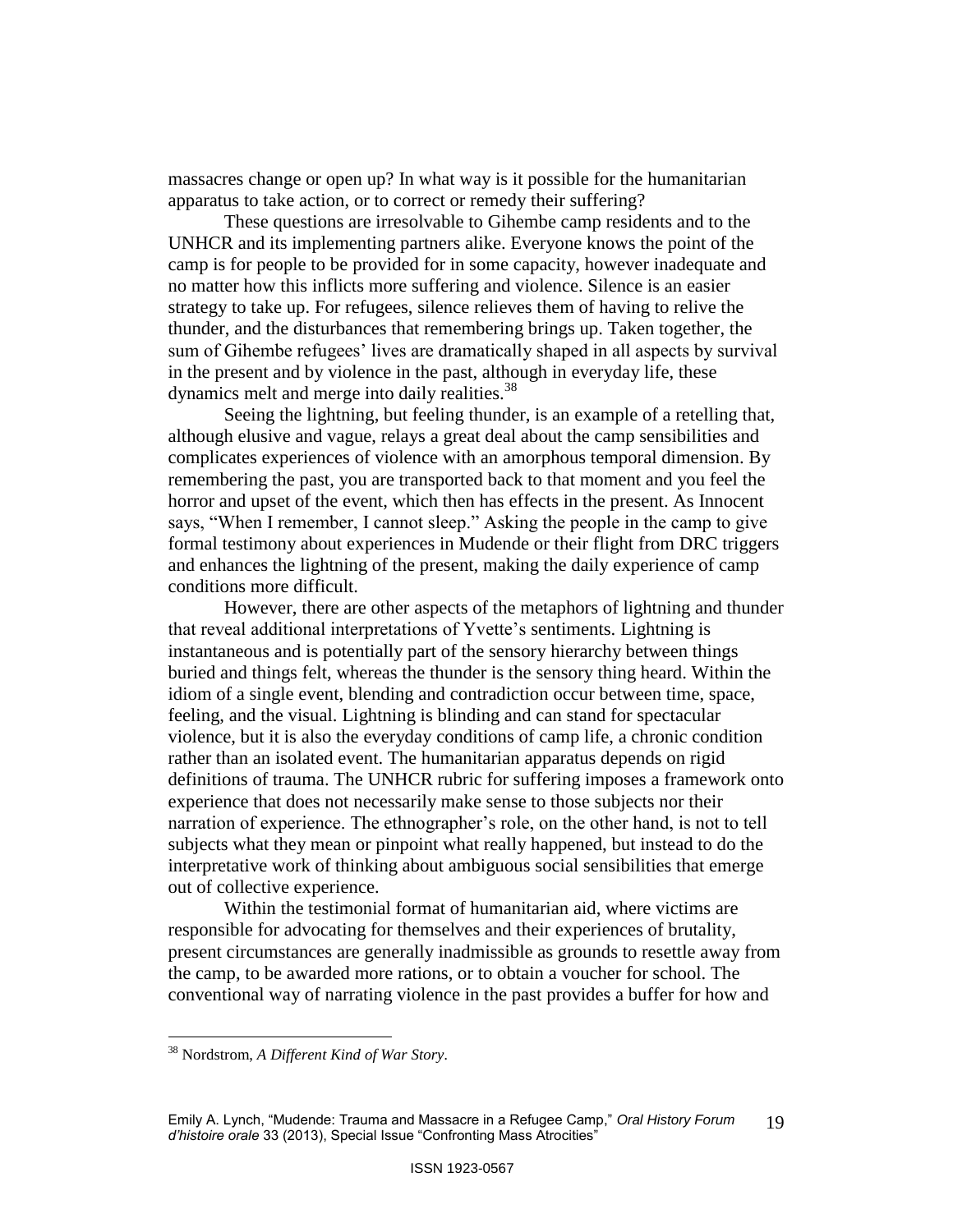massacres change or open up? In what way is it possible for the humanitarian apparatus to take action, or to correct or remedy their suffering?

These questions are irresolvable to Gihembe camp residents and to the UNHCR and its implementing partners alike. Everyone knows the point of the camp is for people to be provided for in some capacity, however inadequate and no matter how this inflicts more suffering and violence. Silence is an easier strategy to take up. For refugees, silence relieves them of having to relive the thunder, and the disturbances that remembering brings up. Taken together, the sum of Gihembe refugees' lives are dramatically shaped in all aspects by survival in the present and by violence in the past, although in everyday life, these dynamics melt and merge into daily realities.[38]

Seeing the lightning, but feeling thunder, is an example of a retelling that, although elusive and vague, relays a great deal about the camp sensibilities and complicates experiences of violence with an amorphous temporal dimension. By remembering the past, you are transported back to that moment and you feel the horror and upset of the event, which then has effects in the present. As Innocent says, "When I remember, I cannot sleep." Asking the people in the camp to give formal testimony about experiences in Mudende or their flight from DRC triggers and enhances the lightning of the present, making the daily experience of camp conditions more difficult.

However, there are other aspects of the metaphors of lightning and thunder that reveal additional interpretations of Yvette's sentiments. Lightning is instantaneous and is potentially part of the sensory hierarchy between things buried and things felt, whereas the thunder is the sensory thing heard. Within the idiom of a single event, blending and contradiction occur between time, space, feeling, and the visual. Lightning is blinding and can stand for spectacular violence, but it is also the everyday conditions of camp life, a chronic condition rather than an isolated event. The humanitarian apparatus depends on rigid definitions of trauma. The UNHCR rubric for suffering imposes a framework onto experience that does not necessarily make sense to those subjects nor their narration of experience. The ethnographer's role, on the other hand, is not to tell subjects what they mean or pinpoint what really happened, but instead to do the interpretative work of thinking about ambiguous social sensibilities that emerge out of collective experience.

Within the testimonial format of humanitarian aid, where victims are responsible for advocating for themselves and their experiences of brutality, present circumstances are generally inadmissible as grounds to resettle away from the camp, to be awarded more rations, or to obtain a voucher for school. The conventional way of narrating violence in the past provides a buffer for how and

[38] Nordstrom, *A Different Kind of War Story*.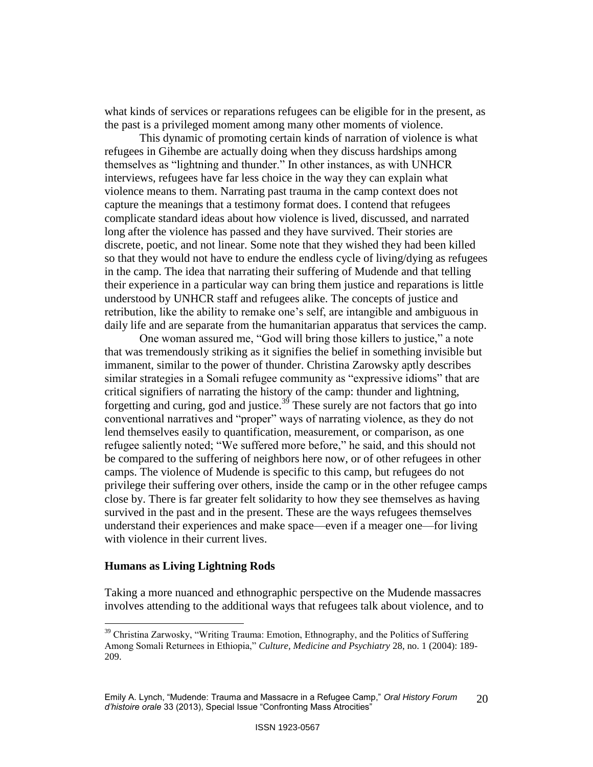what kinds of services or reparations refugees can be eligible for in the present, as the past is a privileged moment among many other moments of violence.

This dynamic of promoting certain kinds of narration of violence is what refugees in Gihembe are actually doing when they discuss hardships among themselves as "lightning and thunder." In other instances, as with UNHCR interviews, refugees have far less choice in the way they can explain what violence means to them. Narrating past trauma in the camp context does not capture the meanings that a testimony format does. I contend that refugees complicate standard ideas about how violence is lived, discussed, and narrated long after the violence has passed and they have survived. Their stories are discrete, poetic, and not linear. Some note that they wished they had been killed so that they would not have to endure the endless cycle of living/dying as refugees in the camp. The idea that narrating their suffering of Mudende and that telling their experience in a particular way can bring them justice and reparations is little understood by UNHCR staff and refugees alike. The concepts of justice and retribution, like the ability to remake one's self, are intangible and ambiguous in daily life and are separate from the humanitarian apparatus that services the camp.

One woman assured me, "God will bring those killers to justice," a note that was tremendously striking as it signifies the belief in something invisible but immanent, similar to the power of thunder. Christina Zarowsky aptly describes similar strategies in a Somali refugee community as "expressive idioms" that are critical signifiers of narrating the history of the camp: thunder and lightning, forgetting and curing, god and justice.[39] These surely are not factors that go into conventional narratives and "proper" ways of narrating violence, as they do not lend themselves easily to quantification, measurement, or comparison, as one refugee saliently noted; "We suffered more before," he said, and this should not be compared to the suffering of neighbors here now, or of other refugees in other camps. The violence of Mudende is specific to this camp, but refugees do not privilege their suffering over others, inside the camp or in the other refugee camps close by. There is far greater felt solidarity to how they see themselves as having survived in the past and in the present. These are the ways refugees themselves understand their experiences and make space—even if a meager one—for living with violence in their current lives.

## Humans as Living Lightning Rods

Taking a more nuanced and ethnographic perspective on the Mudende massacres involves attending to the additional ways that refugees talk about violence, and to

---

[39] Christina Zarwosky, "Writing Trauma: Emotion, Ethnography, and the Politics of Suffering Among Somali Returnees in Ethiopia," *Culture, Medicine and Psychiatry* 28, no. 1 (2004): 189-209.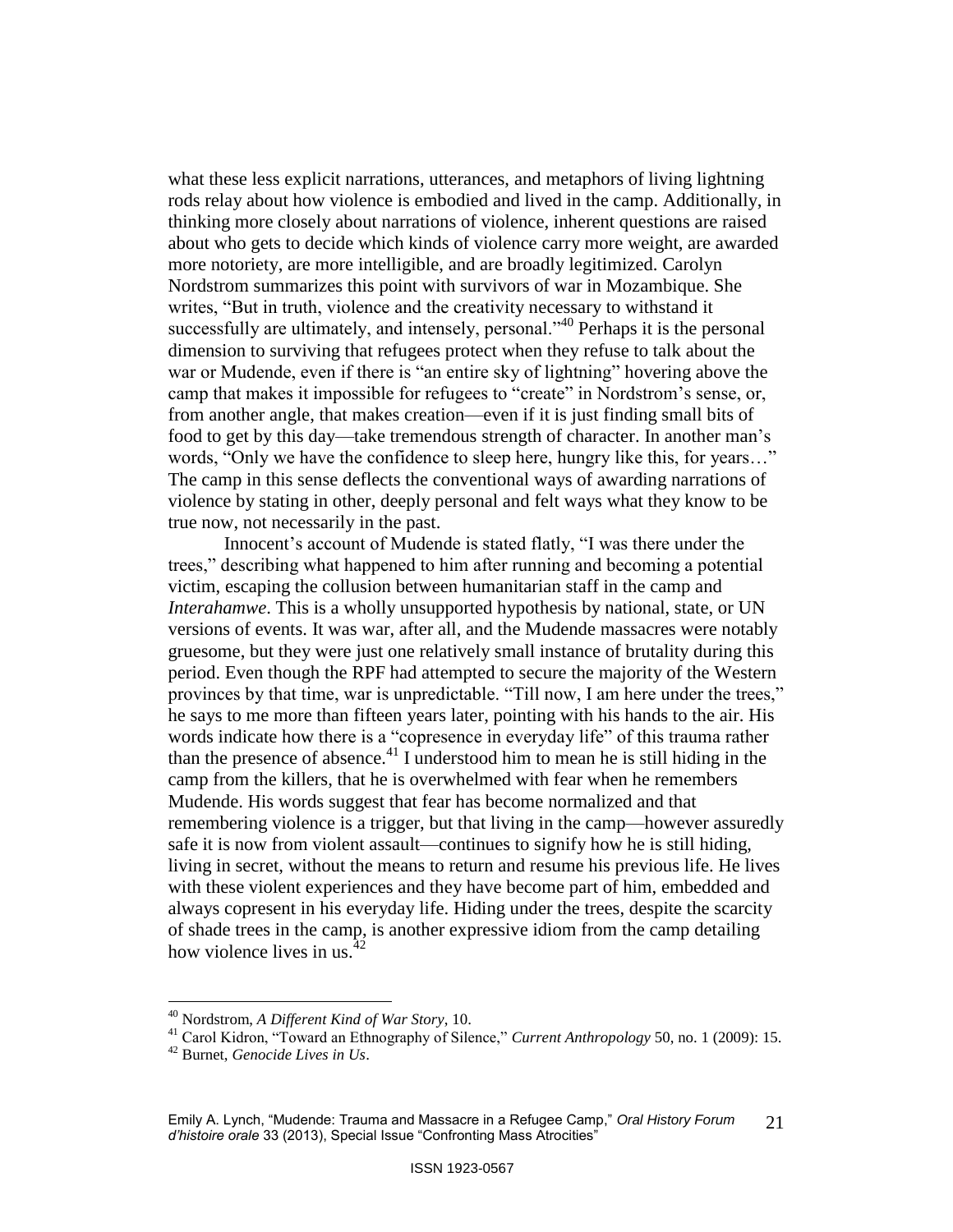what these less explicit narrations, utterances, and metaphors of living lightning rods relay about how violence is embodied and lived in the camp. Additionally, in thinking more closely about narrations of violence, inherent questions are raised about who gets to decide which kinds of violence carry more weight, are awarded more notoriety, are more intelligible, and are broadly legitimized. Carolyn Nordstrom summarizes this point with survivors of war in Mozambique. She writes, "But in truth, violence and the creativity necessary to withstand it successfully are ultimately, and intensely, personal."[40] Perhaps it is the personal dimension to surviving that refugees protect when they refuse to talk about the war or Mudende, even if there is "an entire sky of lightning" hovering above the camp that makes it impossible for refugees to "create" in Nordstrom's sense, or, from another angle, that makes creation—even if it is just finding small bits of food to get by this day—take tremendous strength of character. In another man's words, "Only we have the confidence to sleep here, hungry like this, for years…" The camp in this sense deflects the conventional ways of awarding narrations of violence by stating in other, deeply personal and felt ways what they know to be true now, not necessarily in the past.

Innocent's account of Mudende is stated flatly, "I was there under the trees," describing what happened to him after running and becoming a potential victim, escaping the collusion between humanitarian staff in the camp and *Interahamwe*. This is a wholly unsupported hypothesis by national, state, or UN versions of events. It was war, after all, and the Mudende massacres were notably gruesome, but they were just one relatively small instance of brutality during this period. Even though the RPF had attempted to secure the majority of the Western provinces by that time, war is unpredictable. "Till now, I am here under the trees," he says to me more than fifteen years later, pointing with his hands to the air. His words indicate how there is a "copresence in everyday life" of this trauma rather than the presence of absence.[41] I understood him to mean he is still hiding in the camp from the killers, that he is overwhelmed with fear when he remembers Mudende. His words suggest that fear has become normalized and that remembering violence is a trigger, but that living in the camp—however assuredly safe it is now from violent assault—continues to signify how he is still hiding, living in secret, without the means to return and resume his previous life. He lives with these violent experiences and they have become part of him, embedded and always copresent in his everyday life. Hiding under the trees, despite the scarcity of shade trees in the camp, is another expressive idiom from the camp detailing how violence lives in us.[42]

---

[40] Nordstrom, *A Different Kind of War Story*, 10.

[41] Carol Kidron, "Toward an Ethnography of Silence," *Current Anthropology* 50, no. 1 (2009): 15.

[42] Burnet, *Genocide Lives in Us*.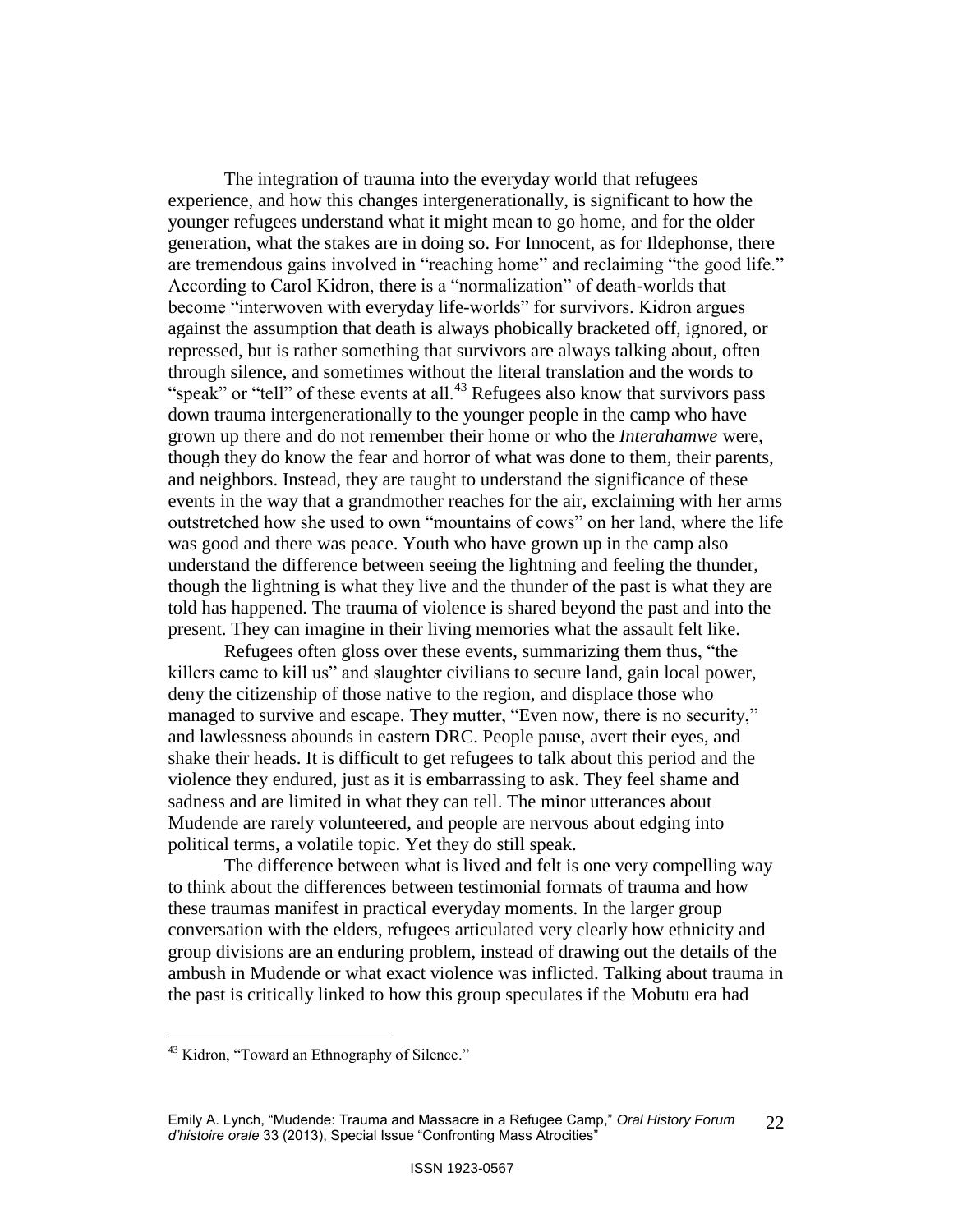The integration of trauma into the everyday world that refugees experience, and how this changes intergenerationally, is significant to how the younger refugees understand what it might mean to go home, and for the older generation, what the stakes are in doing so. For Innocent, as for Ildephonse, there are tremendous gains involved in "reaching home" and reclaiming "the good life." According to Carol Kidron, there is a "normalization" of death-worlds that become "interwoven with everyday life-worlds" for survivors. Kidron argues against the assumption that death is always phobically bracketed off, ignored, or repressed, but is rather something that survivors are always talking about, often through silence, and sometimes without the literal translation and the words to "speak" or "tell" of these events at all.[43] Refugees also know that survivors pass down trauma intergenerationally to the younger people in the camp who have grown up there and do not remember their home or who the *Interahamwe* were, though they do know the fear and horror of what was done to them, their parents, and neighbors. Instead, they are taught to understand the significance of these events in the way that a grandmother reaches for the air, exclaiming with her arms outstretched how she used to own "mountains of cows" on her land, where the life was good and there was peace. Youth who have grown up in the camp also understand the difference between seeing the lightning and feeling the thunder, though the lightning is what they live and the thunder of the past is what they are told has happened. The trauma of violence is shared beyond the past and into the present. They can imagine in their living memories what the assault felt like.

Refugees often gloss over these events, summarizing them thus, "the killers came to kill us" and slaughter civilians to secure land, gain local power, deny the citizenship of those native to the region, and displace those who managed to survive and escape. They mutter, "Even now, there is no security," and lawlessness abounds in eastern DRC. People pause, avert their eyes, and shake their heads. It is difficult to get refugees to talk about this period and the violence they endured, just as it is embarrassing to ask. They feel shame and sadness and are limited in what they can tell. The minor utterances about Mudende are rarely volunteered, and people are nervous about edging into political terms, a volatile topic. Yet they do still speak.

The difference between what is lived and felt is one very compelling way to think about the differences between testimonial formats of trauma and how these traumas manifest in practical everyday moments. In the larger group conversation with the elders, refugees articulated very clearly how ethnicity and group divisions are an enduring problem, instead of drawing out the details of the ambush in Mudende or what exact violence was inflicted. Talking about trauma in the past is critically linked to how this group speculates if the Mobutu era had

[43] Kidron, "Toward an Ethnography of Silence."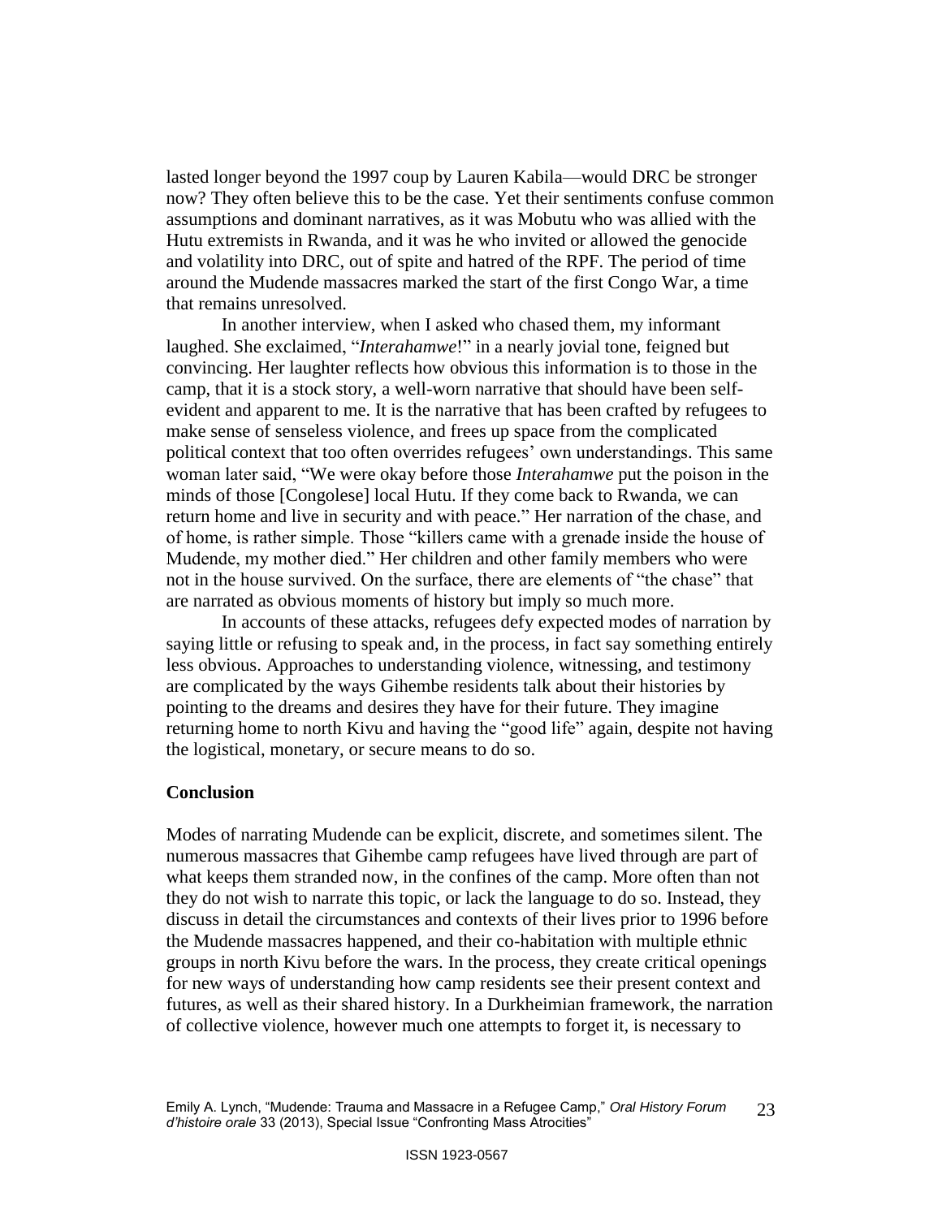lasted longer beyond the 1997 coup by Lauren Kabila—would DRC be stronger now? They often believe this to be the case. Yet their sentiments confuse common assumptions and dominant narratives, as it was Mobutu who was allied with the Hutu extremists in Rwanda, and it was he who invited or allowed the genocide and volatility into DRC, out of spite and hatred of the RPF. The period of time around the Mudende massacres marked the start of the first Congo War, a time that remains unresolved.

In another interview, when I asked who chased them, my informant laughed. She exclaimed, "*Interahamwe*!" in a nearly jovial tone, feigned but convincing. Her laughter reflects how obvious this information is to those in the camp, that it is a stock story, a well-worn narrative that should have been self-evident and apparent to me. It is the narrative that has been crafted by refugees to make sense of senseless violence, and frees up space from the complicated political context that too often overrides refugees' own understandings. This same woman later said, "We were okay before those *Interahamwe* put the poison in the minds of those [Congolese] local Hutu. If they come back to Rwanda, we can return home and live in security and with peace." Her narration of the chase, and of home, is rather simple. Those "killers came with a grenade inside the house of Mudende, my mother died." Her children and other family members who were not in the house survived. On the surface, there are elements of "the chase" that are narrated as obvious moments of history but imply so much more.

In accounts of these attacks, refugees defy expected modes of narration by saying little or refusing to speak and, in the process, in fact say something entirely less obvious. Approaches to understanding violence, witnessing, and testimony are complicated by the ways Gihembe residents talk about their histories by pointing to the dreams and desires they have for their future. They imagine returning home to north Kivu and having the "good life" again, despite not having the logistical, monetary, or secure means to do so.

## Conclusion

Modes of narrating Mudende can be explicit, discrete, and sometimes silent. The numerous massacres that Gihembe camp refugees have lived through are part of what keeps them stranded now, in the confines of the camp. More often than not they do not wish to narrate this topic, or lack the language to do so. Instead, they discuss in detail the circumstances and contexts of their lives prior to 1996 before the Mudende massacres happened, and their co-habitation with multiple ethnic groups in north Kivu before the wars. In the process, they create critical openings for new ways of understanding how camp residents see their present context and futures, as well as their shared history. In a Durkheimian framework, the narration of collective violence, however much one attempts to forget it, is necessary to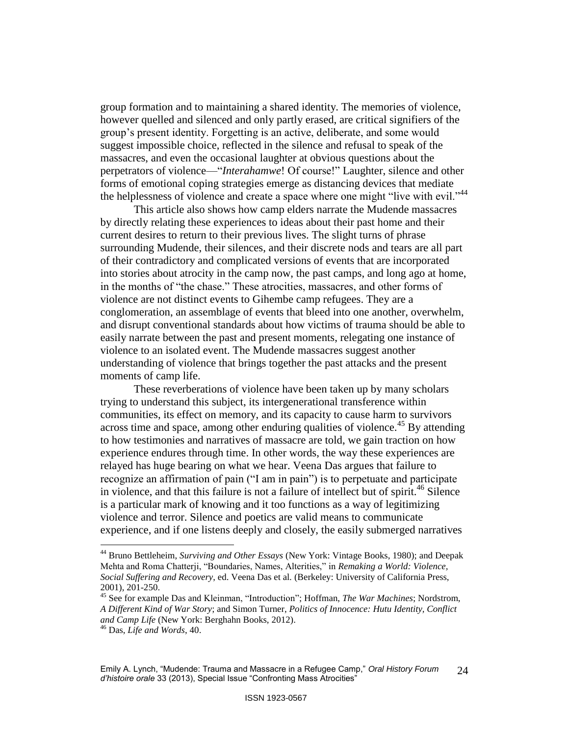group formation and to maintaining a shared identity. The memories of violence, however quelled and silenced and only partly erased, are critical signifiers of the group's present identity. Forgetting is an active, deliberate, and some would suggest impossible choice, reflected in the silence and refusal to speak of the massacres, and even the occasional laughter at obvious questions about the perpetrators of violence—"*Interahamwe*! Of course!" Laughter, silence and other forms of emotional coping strategies emerge as distancing devices that mediate the helplessness of violence and create a space where one might "live with evil."[44]

This article also shows how camp elders narrate the Mudende massacres by directly relating these experiences to ideas about their past home and their current desires to return to their previous lives. The slight turns of phrase surrounding Mudende, their silences, and their discrete nods and tears are all part of their contradictory and complicated versions of events that are incorporated into stories about atrocity in the camp now, the past camps, and long ago at home, in the months of "the chase." These atrocities, massacres, and other forms of violence are not distinct events to Gihembe camp refugees. They are a conglomeration, an assemblage of events that bleed into one another, overwhelm, and disrupt conventional standards about how victims of trauma should be able to easily narrate between the past and present moments, relegating one instance of violence to an isolated event. The Mudende massacres suggest another understanding of violence that brings together the past attacks and the present moments of camp life.

These reverberations of violence have been taken up by many scholars trying to understand this subject, its intergenerational transference within communities, its effect on memory, and its capacity to cause harm to survivors across time and space, among other enduring qualities of violence.[45] By attending to how testimonies and narratives of massacre are told, we gain traction on how experience endures through time. In other words, the way these experiences are relayed has huge bearing on what we hear. Veena Das argues that failure to recognize an affirmation of pain ("I am in pain") is to perpetuate and participate in violence, and that this failure is not a failure of intellect but of spirit.[46] Silence is a particular mark of knowing and it too functions as a way of legitimizing violence and terror. Silence and poetics are valid means to communicate experience, and if one listens deeply and closely, the easily submerged narratives

---

[44] Bruno Bettleheim, *Surviving and Other Essays* (New York: Vintage Books, 1980); and Deepak Mehta and Roma Chatterji, "Boundaries, Names, Alterities," in *Remaking a World: Violence, Social Suffering and Recovery*, ed. Veena Das et al. (Berkeley: University of California Press, 2001), 201-250.

[45] See for example Das and Kleinman, "Introduction"; Hoffman, *The War Machines*; Nordstrom, *A Different Kind of War Story*; and Simon Turner, *Politics of Innocence: Hutu Identity, Conflict and Camp Life* (New York: Berghahn Books, 2012).

[46] Das, *Life and Words*, 40.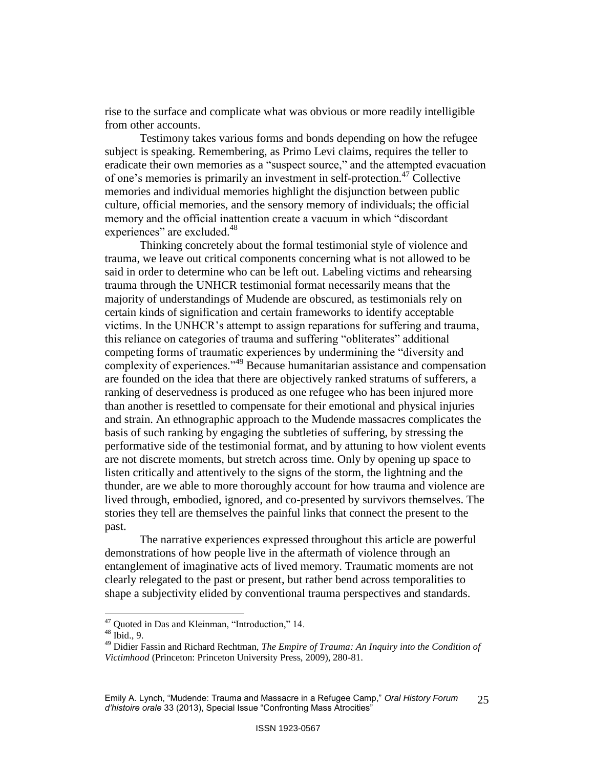rise to the surface and complicate what was obvious or more readily intelligible from other accounts.

Testimony takes various forms and bonds depending on how the refugee subject is speaking. Remembering, as Primo Levi claims, requires the teller to eradicate their own memories as a "suspect source," and the attempted evacuation of one's memories is primarily an investment in self-protection.[47] Collective memories and individual memories highlight the disjunction between public culture, official memories, and the sensory memory of individuals; the official memory and the official inattention create a vacuum in which "discordant experiences" are excluded.[48]

Thinking concretely about the formal testimonial style of violence and trauma, we leave out critical components concerning what is not allowed to be said in order to determine who can be left out. Labeling victims and rehearsing trauma through the UNHCR testimonial format necessarily means that the majority of understandings of Mudende are obscured, as testimonials rely on certain kinds of signification and certain frameworks to identify acceptable victims. In the UNHCR's attempt to assign reparations for suffering and trauma, this reliance on categories of trauma and suffering "obliterates" additional competing forms of traumatic experiences by undermining the "diversity and complexity of experiences."[49] Because humanitarian assistance and compensation are founded on the idea that there are objectively ranked stratums of sufferers, a ranking of deservedness is produced as one refugee who has been injured more than another is resettled to compensate for their emotional and physical injuries and strain. An ethnographic approach to the Mudende massacres complicates the basis of such ranking by engaging the subtleties of suffering, by stressing the performative side of the testimonial format, and by attuning to how violent events are not discrete moments, but stretch across time. Only by opening up space to listen critically and attentively to the signs of the storm, the lightning and the thunder, are we able to more thoroughly account for how trauma and violence are lived through, embodied, ignored, and co-presented by survivors themselves. The stories they tell are themselves the painful links that connect the present to the past.

The narrative experiences expressed throughout this article are powerful demonstrations of how people live in the aftermath of violence through an entanglement of imaginative acts of lived memory. Traumatic moments are not clearly relegated to the past or present, but rather bend across temporalities to shape a subjectivity elided by conventional trauma perspectives and standards.

---

[47] Quoted in Das and Kleinman, "Introduction," 14.

[48] Ibid., 9.

[49] Didier Fassin and Richard Rechtman, *The Empire of Trauma: An Inquiry into the Condition of Victimhood* (Princeton: Princeton University Press, 2009), 280-81.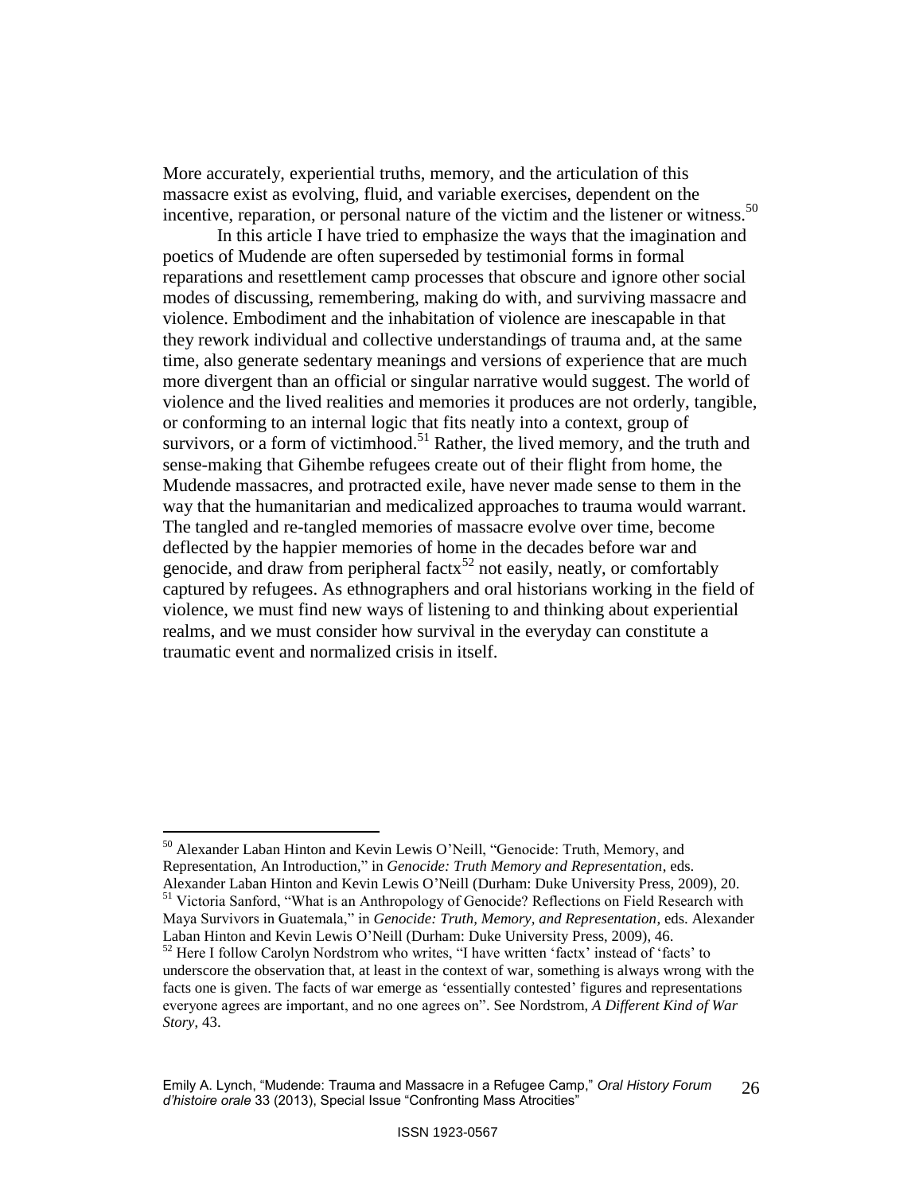More accurately, experiential truths, memory, and the articulation of this massacre exist as evolving, fluid, and variable exercises, dependent on the incentive, reparation, or personal nature of the victim and the listener or witness.[50]

In this article I have tried to emphasize the ways that the imagination and poetics of Mudende are often superseded by testimonial forms in formal reparations and resettlement camp processes that obscure and ignore other social modes of discussing, remembering, making do with, and surviving massacre and violence. Embodiment and the inhabitation of violence are inescapable in that they rework individual and collective understandings of trauma and, at the same time, also generate sedentary meanings and versions of experience that are much more divergent than an official or singular narrative would suggest. The world of violence and the lived realities and memories it produces are not orderly, tangible, or conforming to an internal logic that fits neatly into a context, group of survivors, or a form of victimhood.[51] Rather, the lived memory, and the truth and sense-making that Gihembe refugees create out of their flight from home, the Mudende massacres, and protracted exile, have never made sense to them in the way that the humanitarian and medicalized approaches to trauma would warrant. The tangled and re-tangled memories of massacre evolve over time, become deflected by the happier memories of home in the decades before war and genocide, and draw from peripheral factx[52] not easily, neatly, or comfortably captured by refugees. As ethnographers and oral historians working in the field of violence, we must find new ways of listening to and thinking about experiential realms, and we must consider how survival in the everyday can constitute a traumatic event and normalized crisis in itself.

---

[50] Alexander Laban Hinton and Kevin Lewis O'Neill, "Genocide: Truth, Memory, and Representation, An Introduction," in *Genocide: Truth Memory and Representation*, eds. Alexander Laban Hinton and Kevin Lewis O'Neill (Durham: Duke University Press, 2009), 20.

[51] Victoria Sanford, "What is an Anthropology of Genocide? Reflections on Field Research with Maya Survivors in Guatemala," in *Genocide: Truth, Memory, and Representation*, eds. Alexander Laban Hinton and Kevin Lewis O'Neill (Durham: Duke University Press, 2009), 46.

[52] Here I follow Carolyn Nordstrom who writes, "I have written 'factx' instead of 'facts' to underscore the observation that, at least in the context of war, something is always wrong with the facts one is given. The facts of war emerge as 'essentially contested' figures and representations everyone agrees are important, and no one agrees on". See Nordstrom, *A Different Kind of War Story*, 43.